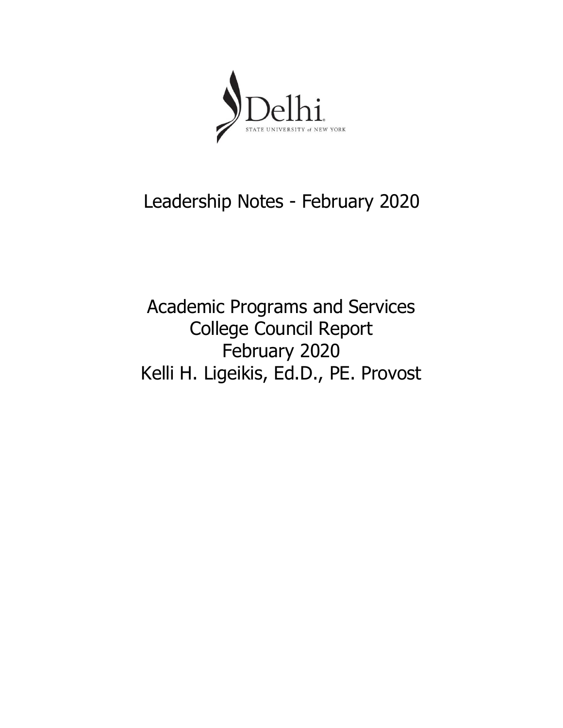Delhi
STATE UNIVERSITY of NEW YORK

# Leadership Notes - February 2020

## Academic Programs and Services
## College Council Report
## February 2020
## Kelli H. Ligeikis, Ed.D., PE. Provost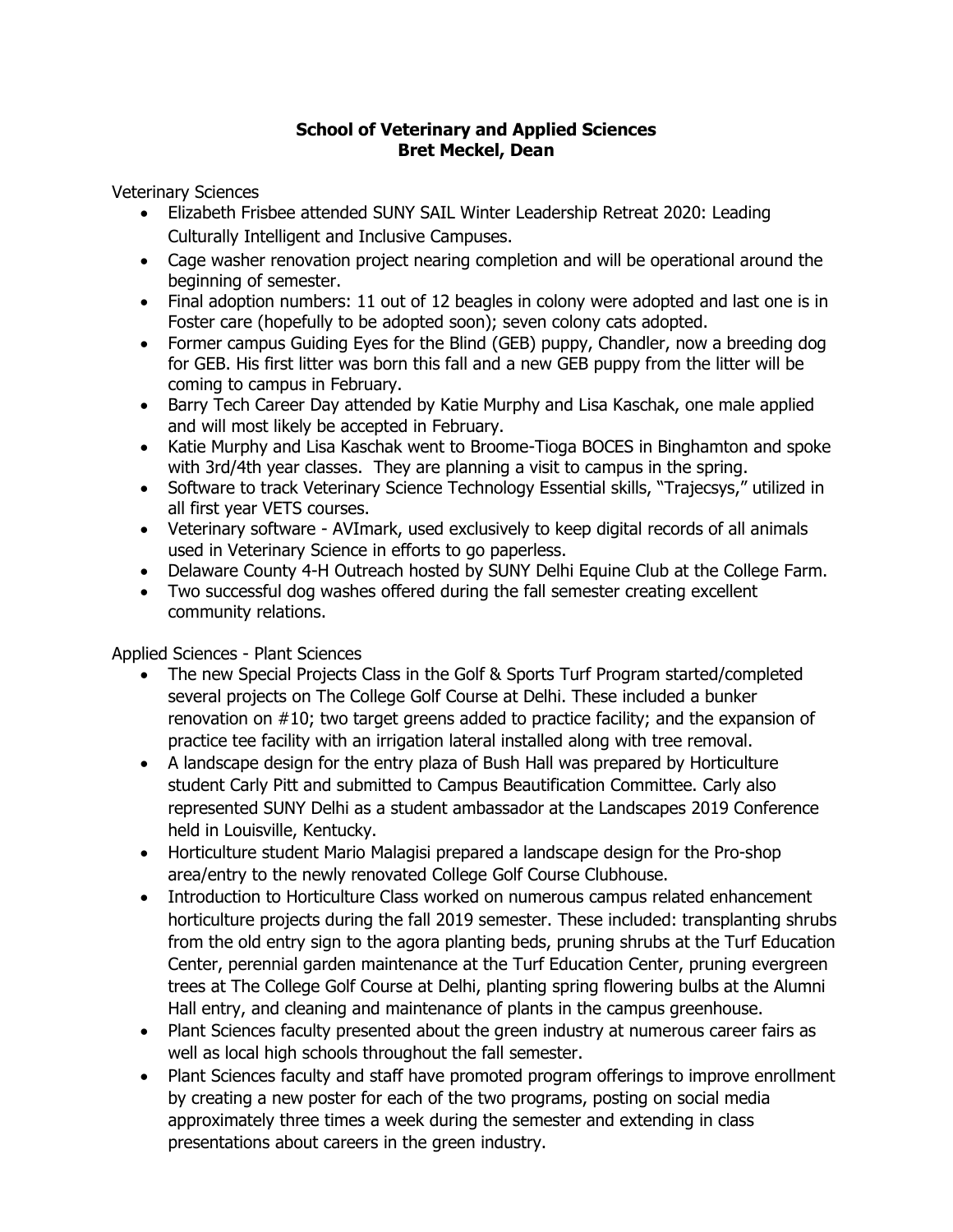**School of Veterinary and Applied Sciences**
**Bret Meckel, Dean**

Veterinary Sciences

- Elizabeth Frisbee attended SUNY SAIL Winter Leadership Retreat 2020: Leading Culturally Intelligent and Inclusive Campuses.
- Cage washer renovation project nearing completion and will be operational around the beginning of semester.
- Final adoption numbers: 11 out of 12 beagles in colony were adopted and last one is in Foster care (hopefully to be adopted soon); seven colony cats adopted.
- Former campus Guiding Eyes for the Blind (GEB) puppy, Chandler, now a breeding dog for GEB. His first litter was born this fall and a new GEB puppy from the litter will be coming to campus in February.
- Barry Tech Career Day attended by Katie Murphy and Lisa Kaschak, one male applied and will most likely be accepted in February.
- Katie Murphy and Lisa Kaschak went to Broome-Tioga BOCES in Binghamton and spoke with 3rd/4th year classes. They are planning a visit to campus in the spring.
- Software to track Veterinary Science Technology Essential skills, "Trajecsys," utilized in all first year VETS courses.
- Veterinary software - AVImark, used exclusively to keep digital records of all animals used in Veterinary Science in efforts to go paperless.
- Delaware County 4-H Outreach hosted by SUNY Delhi Equine Club at the College Farm.
- Two successful dog washes offered during the fall semester creating excellent community relations.

Applied Sciences - Plant Sciences

- The new Special Projects Class in the Golf & Sports Turf Program started/completed several projects on The College Golf Course at Delhi. These included a bunker renovation on #10; two target greens added to practice facility; and the expansion of practice tee facility with an irrigation lateral installed along with tree removal.
- A landscape design for the entry plaza of Bush Hall was prepared by Horticulture student Carly Pitt and submitted to Campus Beautification Committee. Carly also represented SUNY Delhi as a student ambassador at the Landscapes 2019 Conference held in Louisville, Kentucky.
- Horticulture student Mario Malagisi prepared a landscape design for the Pro-shop area/entry to the newly renovated College Golf Course Clubhouse.
- Introduction to Horticulture Class worked on numerous campus related enhancement horticulture projects during the fall 2019 semester. These included: transplanting shrubs from the old entry sign to the agora planting beds, pruning shrubs at the Turf Education Center, perennial garden maintenance at the Turf Education Center, pruning evergreen trees at The College Golf Course at Delhi, planting spring flowering bulbs at the Alumni Hall entry, and cleaning and maintenance of plants in the campus greenhouse.
- Plant Sciences faculty presented about the green industry at numerous career fairs as well as local high schools throughout the fall semester.
- Plant Sciences faculty and staff have promoted program offerings to improve enrollment by creating a new poster for each of the two programs, posting on social media approximately three times a week during the semester and extending in class presentations about careers in the green industry.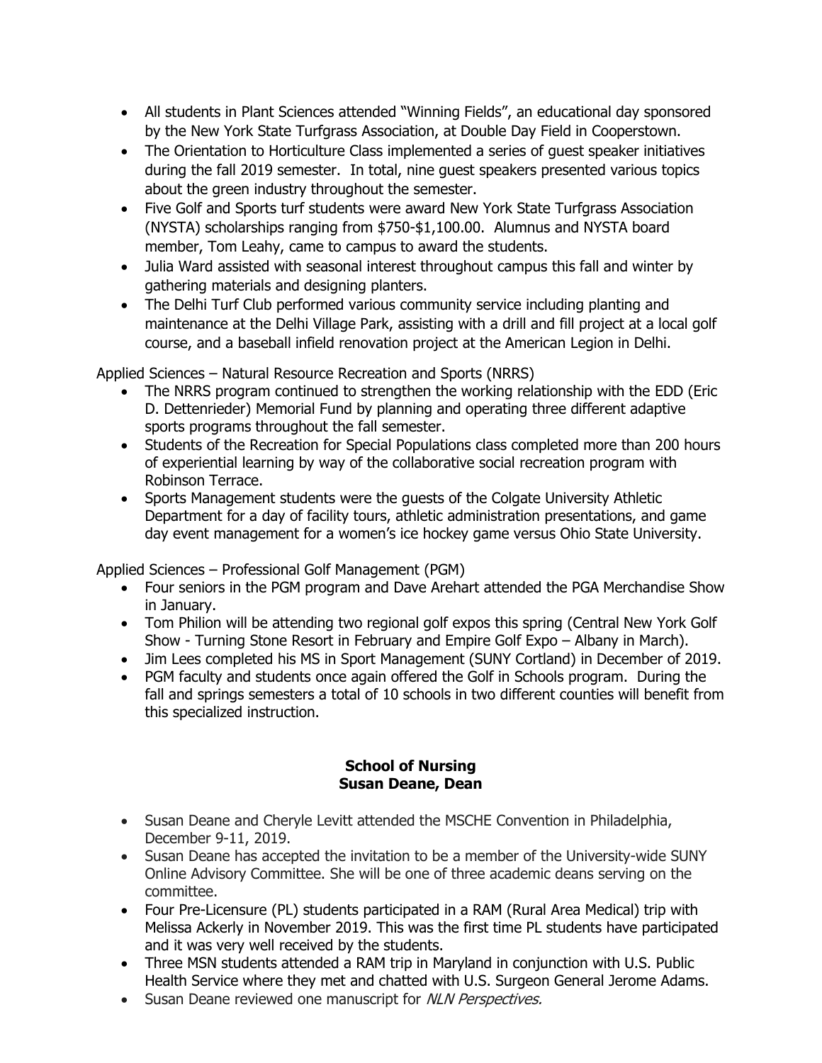- All students in Plant Sciences attended "Winning Fields", an educational day sponsored by the New York State Turfgrass Association, at Double Day Field in Cooperstown.
- The Orientation to Horticulture Class implemented a series of guest speaker initiatives during the fall 2019 semester. In total, nine guest speakers presented various topics about the green industry throughout the semester.
- Five Golf and Sports turf students were award New York State Turfgrass Association (NYSTA) scholarships ranging from $750-$1,100.00. Alumnus and NYSTA board member, Tom Leahy, came to campus to award the students.
- Julia Ward assisted with seasonal interest throughout campus this fall and winter by gathering materials and designing planters.
- The Delhi Turf Club performed various community service including planting and maintenance at the Delhi Village Park, assisting with a drill and fill project at a local golf course, and a baseball infield renovation project at the American Legion in Delhi.

Applied Sciences – Natural Resource Recreation and Sports (NRRS)

- The NRRS program continued to strengthen the working relationship with the EDD (Eric D. Dettenrieder) Memorial Fund by planning and operating three different adaptive sports programs throughout the fall semester.
- Students of the Recreation for Special Populations class completed more than 200 hours of experiential learning by way of the collaborative social recreation program with Robinson Terrace.
- Sports Management students were the guests of the Colgate University Athletic Department for a day of facility tours, athletic administration presentations, and game day event management for a women's ice hockey game versus Ohio State University.

Applied Sciences – Professional Golf Management (PGM)

- Four seniors in the PGM program and Dave Arehart attended the PGA Merchandise Show in January.
- Tom Philion will be attending two regional golf expos this spring (Central New York Golf Show - Turning Stone Resort in February and Empire Golf Expo – Albany in March).
- Jim Lees completed his MS in Sport Management (SUNY Cortland) in December of 2019.
- PGM faculty and students once again offered the Golf in Schools program. During the fall and springs semesters a total of 10 schools in two different counties will benefit from this specialized instruction.

**School of Nursing**
**Susan Deane, Dean**

- Susan Deane and Cheryle Levitt attended the MSCHE Convention in Philadelphia, December 9-11, 2019.
- Susan Deane has accepted the invitation to be a member of the University-wide SUNY Online Advisory Committee. She will be one of three academic deans serving on the committee.
- Four Pre-Licensure (PL) students participated in a RAM (Rural Area Medical) trip with Melissa Ackerly in November 2019. This was the first time PL students have participated and it was very well received by the students.
- Three MSN students attended a RAM trip in Maryland in conjunction with U.S. Public Health Service where they met and chatted with U.S. Surgeon General Jerome Adams.
- Susan Deane reviewed one manuscript for *NLN Perspectives.*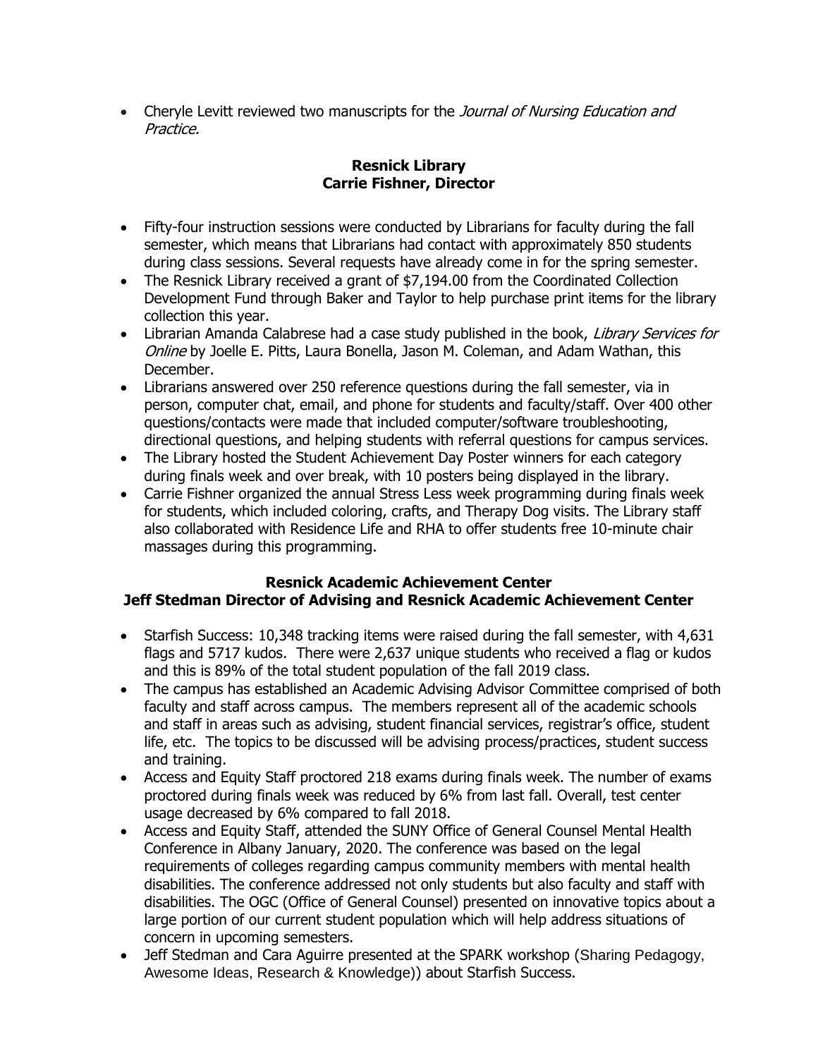- Cheryle Levitt reviewed two manuscripts for the *Journal of Nursing Education and Practice.*

## Resnick Library
## Carrie Fishner, Director

- Fifty-four instruction sessions were conducted by Librarians for faculty during the fall semester, which means that Librarians had contact with approximately 850 students during class sessions. Several requests have already come in for the spring semester.
- The Resnick Library received a grant of $7,194.00 from the Coordinated Collection Development Fund through Baker and Taylor to help purchase print items for the library collection this year.
- Librarian Amanda Calabrese had a case study published in the book, *Library Services for Online* by Joelle E. Pitts, Laura Bonella, Jason M. Coleman, and Adam Wathan, this December.
- Librarians answered over 250 reference questions during the fall semester, via in person, computer chat, email, and phone for students and faculty/staff. Over 400 other questions/contacts were made that included computer/software troubleshooting, directional questions, and helping students with referral questions for campus services.
- The Library hosted the Student Achievement Day Poster winners for each category during finals week and over break, with 10 posters being displayed in the library.
- Carrie Fishner organized the annual Stress Less week programming during finals week for students, which included coloring, crafts, and Therapy Dog visits. The Library staff also collaborated with Residence Life and RHA to offer students free 10-minute chair massages during this programming.

## Resnick Academic Achievement Center
## Jeff Stedman Director of Advising and Resnick Academic Achievement Center

- Starfish Success: 10,348 tracking items were raised during the fall semester, with 4,631 flags and 5717 kudos. There were 2,637 unique students who received a flag or kudos and this is 89% of the total student population of the fall 2019 class.
- The campus has established an Academic Advising Advisor Committee comprised of both faculty and staff across campus. The members represent all of the academic schools and staff in areas such as advising, student financial services, registrar's office, student life, etc. The topics to be discussed will be advising process/practices, student success and training.
- Access and Equity Staff proctored 218 exams during finals week. The number of exams proctored during finals week was reduced by 6% from last fall. Overall, test center usage decreased by 6% compared to fall 2018.
- Access and Equity Staff, attended the SUNY Office of General Counsel Mental Health Conference in Albany January, 2020. The conference was based on the legal requirements of colleges regarding campus community members with mental health disabilities. The conference addressed not only students but also faculty and staff with disabilities. The OGC (Office of General Counsel) presented on innovative topics about a large portion of our current student population which will help address situations of concern in upcoming semesters.
- Jeff Stedman and Cara Aguirre presented at the SPARK workshop (Sharing Pedagogy, Awesome Ideas, Research & Knowledge)) about Starfish Success.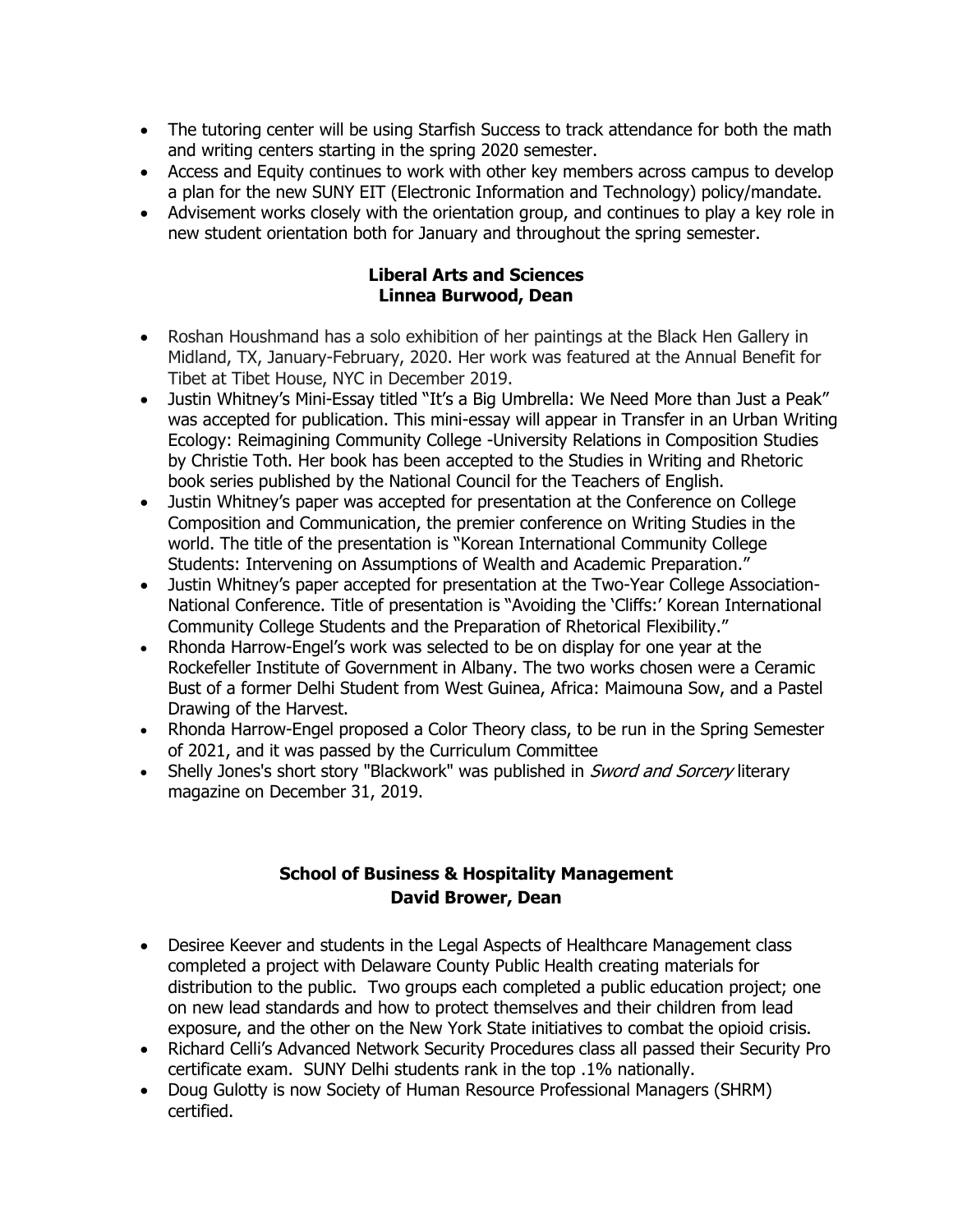- The tutoring center will be using Starfish Success to track attendance for both the math and writing centers starting in the spring 2020 semester.
- Access and Equity continues to work with other key members across campus to develop a plan for the new SUNY EIT (Electronic Information and Technology) policy/mandate.
- Advisement works closely with the orientation group, and continues to play a key role in new student orientation both for January and throughout the spring semester.

**Liberal Arts and Sciences**
**Linnea Burwood, Dean**

- Roshan Houshmand has a solo exhibition of her paintings at the Black Hen Gallery in Midland, TX, January-February, 2020. Her work was featured at the Annual Benefit for Tibet at Tibet House, NYC in December 2019.
- Justin Whitney's Mini-Essay titled "It's a Big Umbrella: We Need More than Just a Peak" was accepted for publication. This mini-essay will appear in Transfer in an Urban Writing Ecology: Reimagining Community College -University Relations in Composition Studies by Christie Toth. Her book has been accepted to the Studies in Writing and Rhetoric book series published by the National Council for the Teachers of English.
- Justin Whitney's paper was accepted for presentation at the Conference on College Composition and Communication, the premier conference on Writing Studies in the world. The title of the presentation is "Korean International Community College Students: Intervening on Assumptions of Wealth and Academic Preparation."
- Justin Whitney's paper accepted for presentation at the Two-Year College Association-National Conference. Title of presentation is "Avoiding the 'Cliffs:' Korean International Community College Students and the Preparation of Rhetorical Flexibility."
- Rhonda Harrow-Engel's work was selected to be on display for one year at the Rockefeller Institute of Government in Albany. The two works chosen were a Ceramic Bust of a former Delhi Student from West Guinea, Africa: Maimouna Sow, and a Pastel Drawing of the Harvest.
- Rhonda Harrow-Engel proposed a Color Theory class, to be run in the Spring Semester of 2021, and it was passed by the Curriculum Committee
- Shelly Jones's short story "Blackwork" was published in *Sword and Sorcery* literary magazine on December 31, 2019.

**School of Business & Hospitality Management**
**David Brower, Dean**

- Desiree Keever and students in the Legal Aspects of Healthcare Management class completed a project with Delaware County Public Health creating materials for distribution to the public. Two groups each completed a public education project; one on new lead standards and how to protect themselves and their children from lead exposure, and the other on the New York State initiatives to combat the opioid crisis.
- Richard Celli's Advanced Network Security Procedures class all passed their Security Pro certificate exam. SUNY Delhi students rank in the top .1% nationally.
- Doug Gulotty is now Society of Human Resource Professional Managers (SHRM) certified.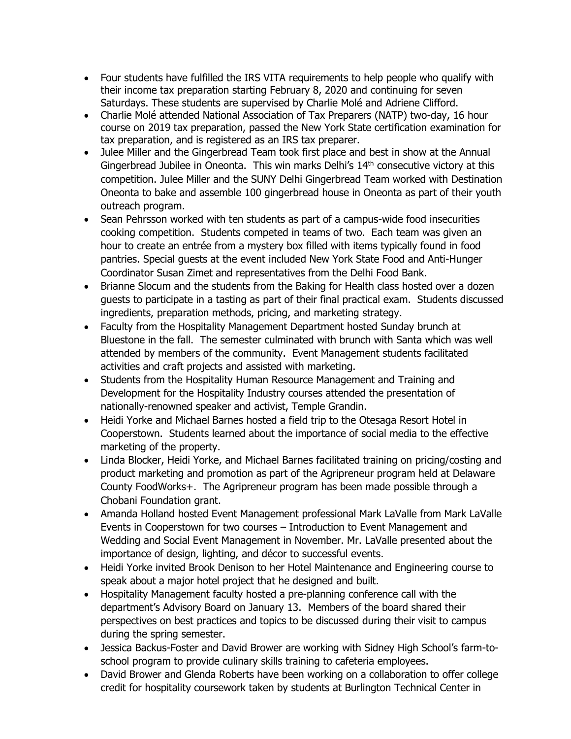- Four students have fulfilled the IRS VITA requirements to help people who qualify with their income tax preparation starting February 8, 2020 and continuing for seven Saturdays. These students are supervised by Charlie Molé and Adriene Clifford.
- Charlie Molé attended National Association of Tax Preparers (NATP) two-day, 16 hour course on 2019 tax preparation, passed the New York State certification examination for tax preparation, and is registered as an IRS tax preparer.
- Julee Miller and the Gingerbread Team took first place and best in show at the Annual Gingerbread Jubilee in Oneonta. This win marks Delhi's 14th consecutive victory at this competition. Julee Miller and the SUNY Delhi Gingerbread Team worked with Destination Oneonta to bake and assemble 100 gingerbread house in Oneonta as part of their youth outreach program.
- Sean Pehrsson worked with ten students as part of a campus-wide food insecurities cooking competition. Students competed in teams of two. Each team was given an hour to create an entrée from a mystery box filled with items typically found in food pantries. Special guests at the event included New York State Food and Anti-Hunger Coordinator Susan Zimet and representatives from the Delhi Food Bank.
- Brianne Slocum and the students from the Baking for Health class hosted over a dozen guests to participate in a tasting as part of their final practical exam. Students discussed ingredients, preparation methods, pricing, and marketing strategy.
- Faculty from the Hospitality Management Department hosted Sunday brunch at Bluestone in the fall. The semester culminated with brunch with Santa which was well attended by members of the community. Event Management students facilitated activities and craft projects and assisted with marketing.
- Students from the Hospitality Human Resource Management and Training and Development for the Hospitality Industry courses attended the presentation of nationally-renowned speaker and activist, Temple Grandin.
- Heidi Yorke and Michael Barnes hosted a field trip to the Otesaga Resort Hotel in Cooperstown. Students learned about the importance of social media to the effective marketing of the property.
- Linda Blocker, Heidi Yorke, and Michael Barnes facilitated training on pricing/costing and product marketing and promotion as part of the Agripreneur program held at Delaware County FoodWorks+. The Agripreneur program has been made possible through a Chobani Foundation grant.
- Amanda Holland hosted Event Management professional Mark LaValle from Mark LaValle Events in Cooperstown for two courses – Introduction to Event Management and Wedding and Social Event Management in November. Mr. LaValle presented about the importance of design, lighting, and décor to successful events.
- Heidi Yorke invited Brook Denison to her Hotel Maintenance and Engineering course to speak about a major hotel project that he designed and built.
- Hospitality Management faculty hosted a pre-planning conference call with the department's Advisory Board on January 13. Members of the board shared their perspectives on best practices and topics to be discussed during their visit to campus during the spring semester.
- Jessica Backus-Foster and David Brower are working with Sidney High School's farm-to-school program to provide culinary skills training to cafeteria employees.
- David Brower and Glenda Roberts have been working on a collaboration to offer college credit for hospitality coursework taken by students at Burlington Technical Center in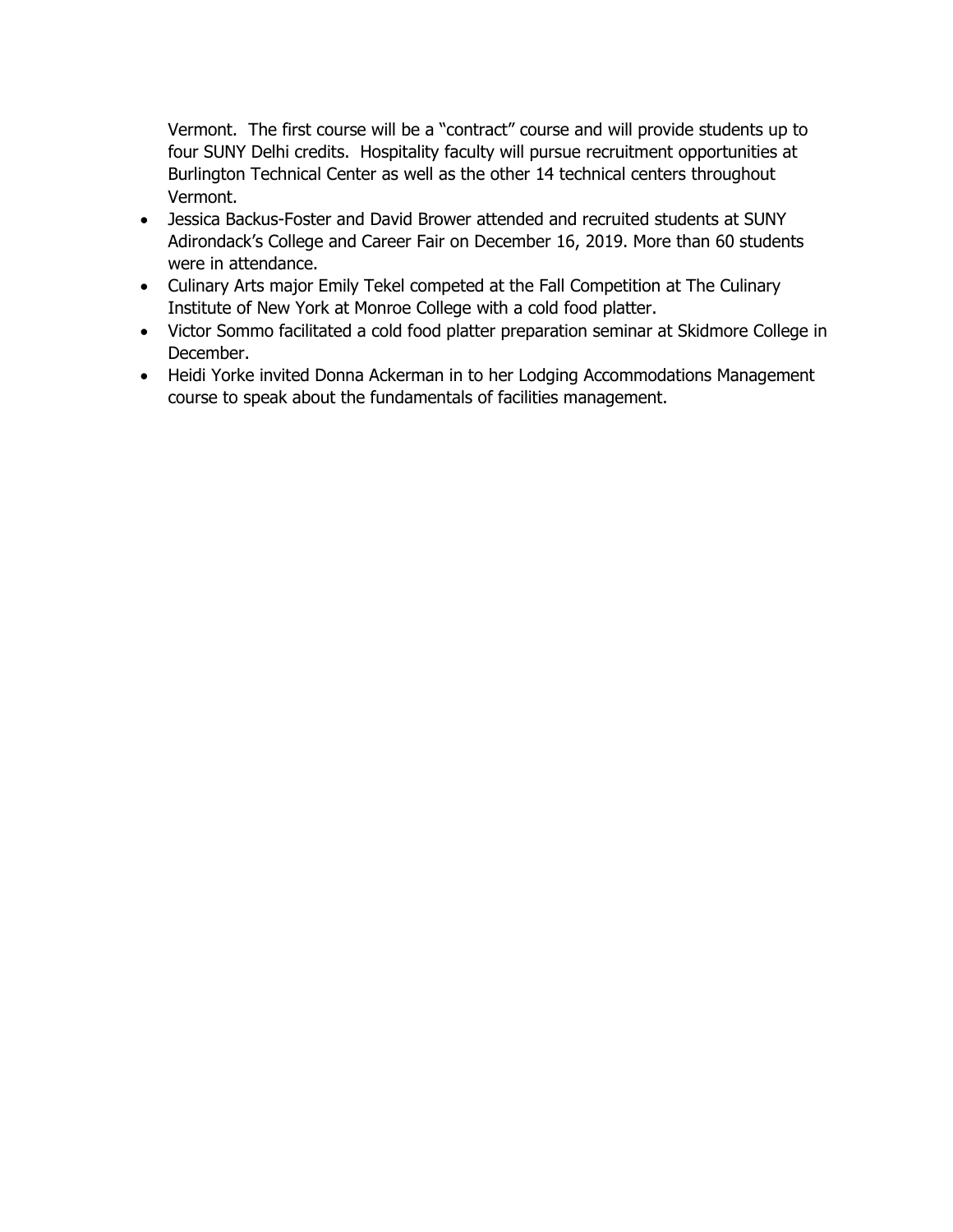Vermont. The first course will be a "contract" course and will provide students up to four SUNY Delhi credits. Hospitality faculty will pursue recruitment opportunities at Burlington Technical Center as well as the other 14 technical centers throughout Vermont.

- Jessica Backus-Foster and David Brower attended and recruited students at SUNY Adirondack's College and Career Fair on December 16, 2019. More than 60 students were in attendance.
- Culinary Arts major Emily Tekel competed at the Fall Competition at The Culinary Institute of New York at Monroe College with a cold food platter.
- Victor Sommo facilitated a cold food platter preparation seminar at Skidmore College in December.
- Heidi Yorke invited Donna Ackerman in to her Lodging Accommodations Management course to speak about the fundamentals of facilities management.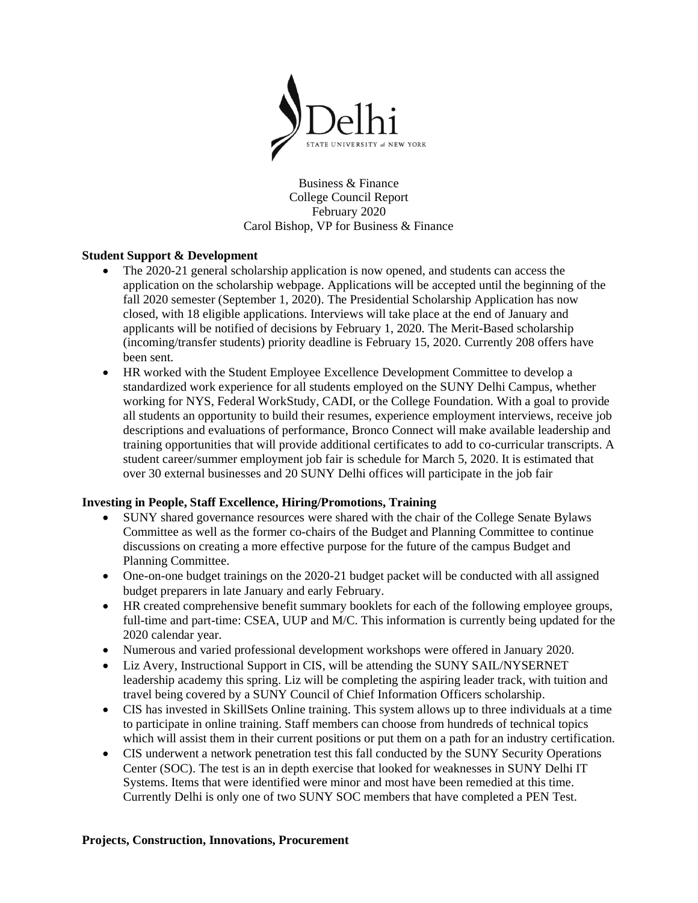Business & Finance
College Council Report
February 2020
Carol Bishop, VP for Business & Finance

**Student Support & Development**

- The 2020-21 general scholarship application is now opened, and students can access the application on the scholarship webpage. Applications will be accepted until the beginning of the fall 2020 semester (September 1, 2020). The Presidential Scholarship Application has now closed, with 18 eligible applications. Interviews will take place at the end of January and applicants will be notified of decisions by February 1, 2020. The Merit-Based scholarship (incoming/transfer students) priority deadline is February 15, 2020. Currently 208 offers have been sent.
- HR worked with the Student Employee Excellence Development Committee to develop a standardized work experience for all students employed on the SUNY Delhi Campus, whether working for NYS, Federal WorkStudy, CADI, or the College Foundation. With a goal to provide all students an opportunity to build their resumes, experience employment interviews, receive job descriptions and evaluations of performance, Bronco Connect will make available leadership and training opportunities that will provide additional certificates to add to co-curricular transcripts. A student career/summer employment job fair is schedule for March 5, 2020. It is estimated that over 30 external businesses and 20 SUNY Delhi offices will participate in the job fair

**Investing in People, Staff Excellence, Hiring/Promotions, Training**

- SUNY shared governance resources were shared with the chair of the College Senate Bylaws Committee as well as the former co-chairs of the Budget and Planning Committee to continue discussions on creating a more effective purpose for the future of the campus Budget and Planning Committee.
- One-on-one budget trainings on the 2020-21 budget packet will be conducted with all assigned budget preparers in late January and early February.
- HR created comprehensive benefit summary booklets for each of the following employee groups, full-time and part-time: CSEA, UUP and M/C. This information is currently being updated for the 2020 calendar year.
- Numerous and varied professional development workshops were offered in January 2020.
- Liz Avery, Instructional Support in CIS, will be attending the SUNY SAIL/NYSERNET leadership academy this spring. Liz will be completing the aspiring leader track, with tuition and travel being covered by a SUNY Council of Chief Information Officers scholarship.
- CIS has invested in SkillSets Online training. This system allows up to three individuals at a time to participate in online training. Staff members can choose from hundreds of technical topics which will assist them in their current positions or put them on a path for an industry certification.
- CIS underwent a network penetration test this fall conducted by the SUNY Security Operations Center (SOC). The test is an in depth exercise that looked for weaknesses in SUNY Delhi IT Systems. Items that were identified were minor and most have been remedied at this time. Currently Delhi is only one of two SUNY SOC members that have completed a PEN Test.

**Projects, Construction, Innovations, Procurement**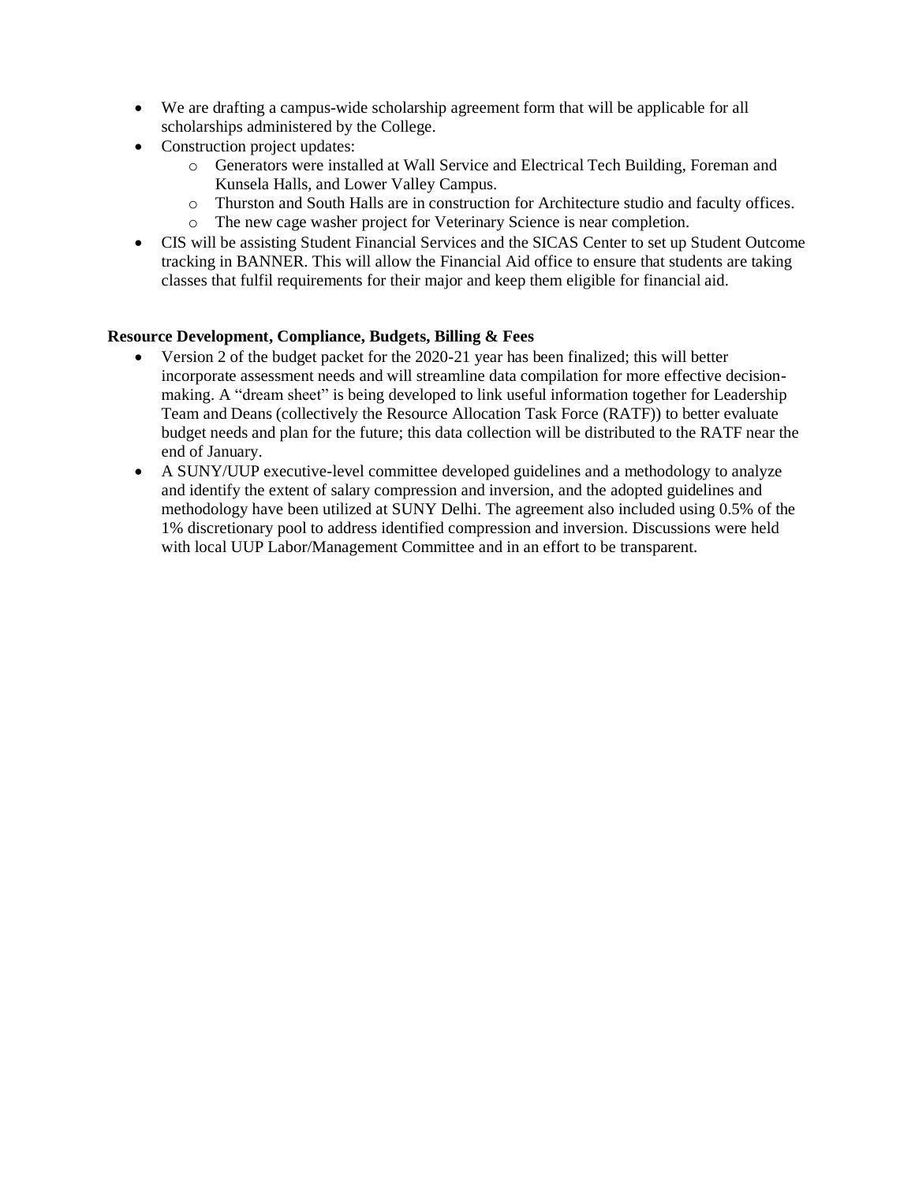- We are drafting a campus-wide scholarship agreement form that will be applicable for all scholarships administered by the College.
- Construction project updates:
  - Generators were installed at Wall Service and Electrical Tech Building, Foreman and Kunsela Halls, and Lower Valley Campus.
  - Thurston and South Halls are in construction for Architecture studio and faculty offices.
  - The new cage washer project for Veterinary Science is near completion.
- CIS will be assisting Student Financial Services and the SICAS Center to set up Student Outcome tracking in BANNER. This will allow the Financial Aid office to ensure that students are taking classes that fulfil requirements for their major and keep them eligible for financial aid.

**Resource Development, Compliance, Budgets, Billing & Fees**

- Version 2 of the budget packet for the 2020-21 year has been finalized; this will better incorporate assessment needs and will streamline data compilation for more effective decision-making. A "dream sheet" is being developed to link useful information together for Leadership Team and Deans (collectively the Resource Allocation Task Force (RATF)) to better evaluate budget needs and plan for the future; this data collection will be distributed to the RATF near the end of January.
- A SUNY/UUP executive-level committee developed guidelines and a methodology to analyze and identify the extent of salary compression and inversion, and the adopted guidelines and methodology have been utilized at SUNY Delhi. The agreement also included using 0.5% of the 1% discretionary pool to address identified compression and inversion. Discussions were held with local UUP Labor/Management Committee and in an effort to be transparent.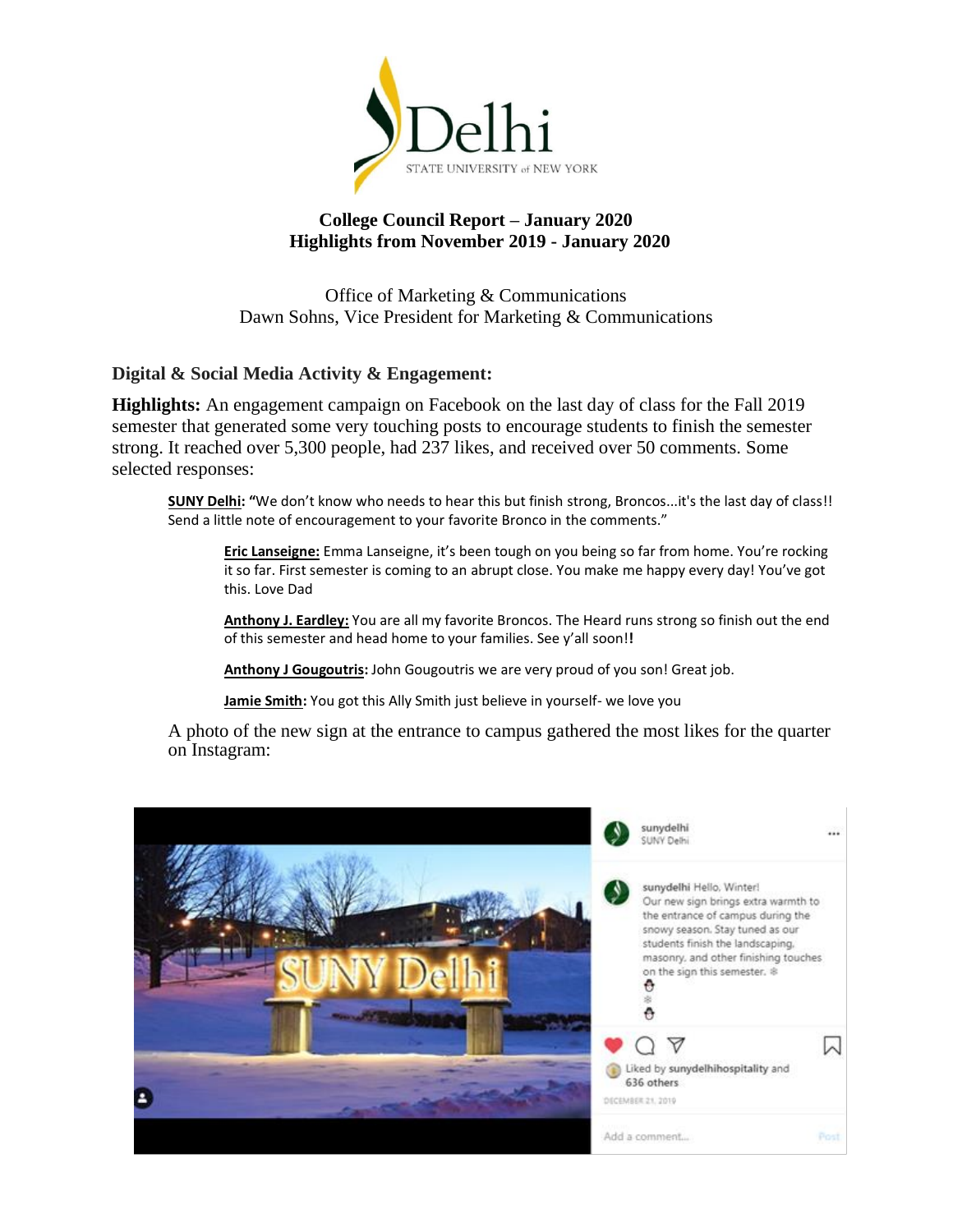Delhi
STATE UNIVERSITY of NEW YORK

# College Council Report – January 2020
## Highlights from November 2019 - January 2020

Office of Marketing & Communications
Dawn Sohns, Vice President for Marketing & Communications

### Digital & Social Media Activity & Engagement:

**Highlights:** An engagement campaign on Facebook on the last day of class for the Fall 2019 semester that generated some very touching posts to encourage students to finish the semester strong. It reached over 5,300 people, had 237 likes, and received over 50 comments. Some selected responses:

> **SUNY Delhi: "**We don't know who needs to hear this but finish strong, Broncos...it's the last day of class!! Send a little note of encouragement to your favorite Bronco in the comments."
>
> > **Eric Lanseigne:** Emma Lanseigne, it's been tough on you being so far from home. You're rocking it so far. First semester is coming to an abrupt close. You make me happy every day! You've got this. Love Dad
> >
> > **Anthony J. Eardley:** You are all my favorite Broncos. The Heard runs strong so finish out the end of this semester and head home to your families. See y'all soon!**!**
> >
> > **Anthony J Gougoutris:** John Gougoutris we are very proud of you son! Great job.
> >
> > **Jamie Smith:** You got this Ally Smith just believe in yourself- we love you

A photo of the new sign at the entrance to campus gathered the most likes for the quarter on Instagram:

sunydelhi
SUNY Delhi

sunydelhi Hello, Winter!
Our new sign brings extra warmth to the entrance of campus during the snowy season. Stay tuned as our students finish the landscaping, masonry, and other finishing touches on the sign this semester. ❄

Liked by sunydelhihospitality and 636 others

DECEMBER 21, 2019

Add a comment... Post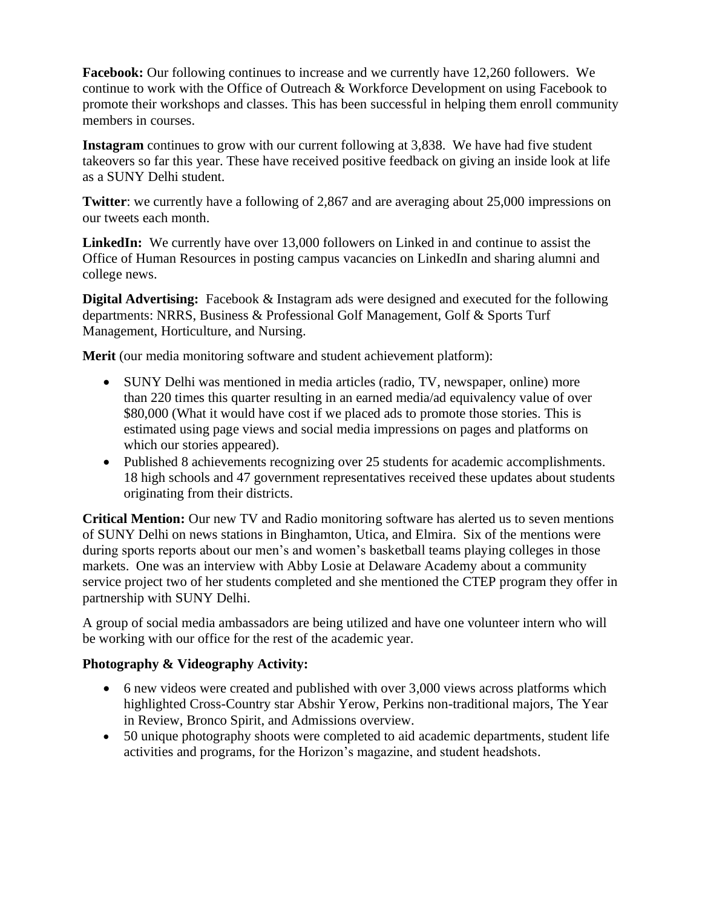**Facebook:** Our following continues to increase and we currently have 12,260 followers. We continue to work with the Office of Outreach & Workforce Development on using Facebook to promote their workshops and classes. This has been successful in helping them enroll community members in courses.

**Instagram** continues to grow with our current following at 3,838. We have had five student takeovers so far this year. These have received positive feedback on giving an inside look at life as a SUNY Delhi student.

**Twitter**: we currently have a following of 2,867 and are averaging about 25,000 impressions on our tweets each month.

**LinkedIn:** We currently have over 13,000 followers on Linked in and continue to assist the Office of Human Resources in posting campus vacancies on LinkedIn and sharing alumni and college news.

**Digital Advertising:** Facebook & Instagram ads were designed and executed for the following departments: NRRS, Business & Professional Golf Management, Golf & Sports Turf Management, Horticulture, and Nursing.

**Merit** (our media monitoring software and student achievement platform):

- SUNY Delhi was mentioned in media articles (radio, TV, newspaper, online) more than 220 times this quarter resulting in an earned media/ad equivalency value of over $80,000 (What it would have cost if we placed ads to promote those stories. This is estimated using page views and social media impressions on pages and platforms on which our stories appeared).
- Published 8 achievements recognizing over 25 students for academic accomplishments. 18 high schools and 47 government representatives received these updates about students originating from their districts.

**Critical Mention:** Our new TV and Radio monitoring software has alerted us to seven mentions of SUNY Delhi on news stations in Binghamton, Utica, and Elmira. Six of the mentions were during sports reports about our men's and women's basketball teams playing colleges in those markets. One was an interview with Abby Losie at Delaware Academy about a community service project two of her students completed and she mentioned the CTEP program they offer in partnership with SUNY Delhi.

A group of social media ambassadors are being utilized and have one volunteer intern who will be working with our office for the rest of the academic year.

**Photography & Videography Activity:**

- 6 new videos were created and published with over 3,000 views across platforms which highlighted Cross-Country star Abshir Yerow, Perkins non-traditional majors, The Year in Review, Bronco Spirit, and Admissions overview.
- 50 unique photography shoots were completed to aid academic departments, student life activities and programs, for the Horizon's magazine, and student headshots.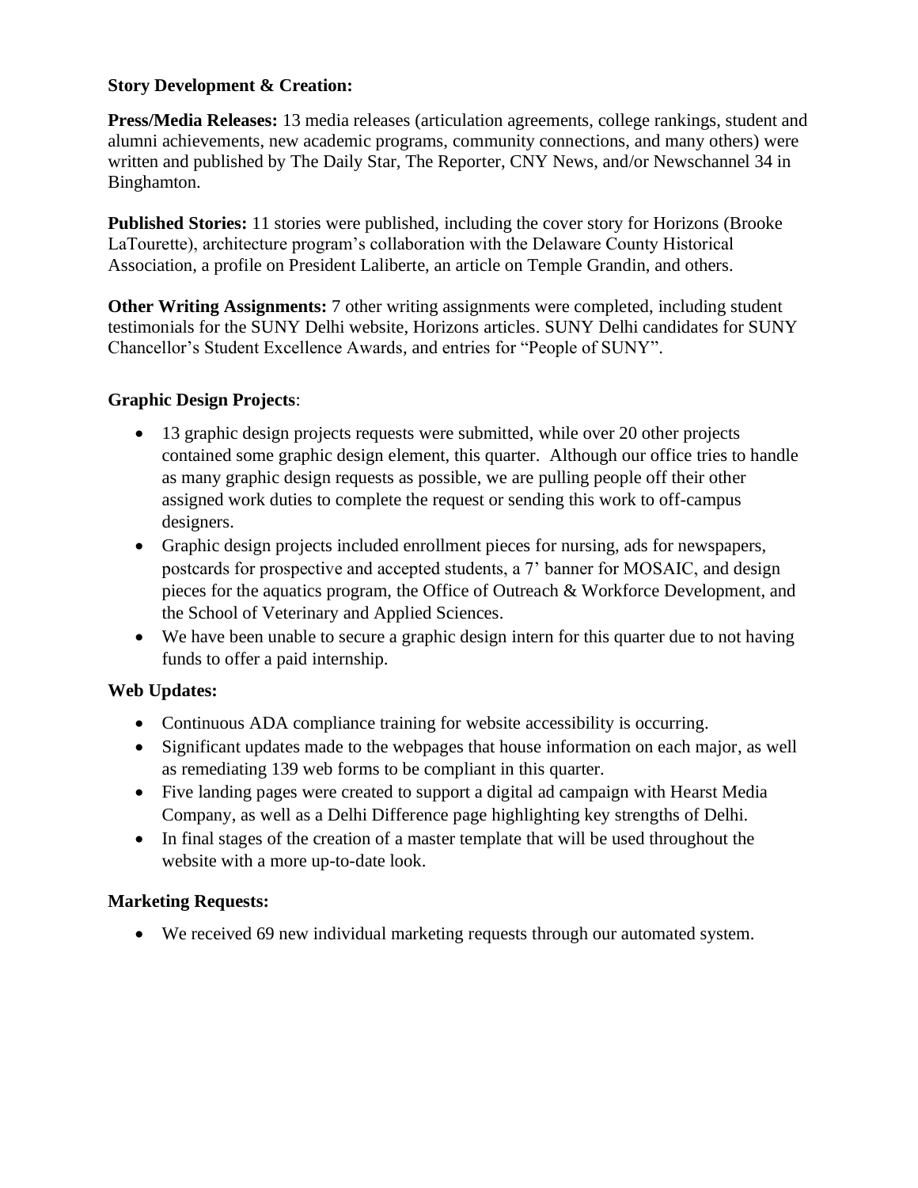**Story Development & Creation:**

**Press/Media Releases:** 13 media releases (articulation agreements, college rankings, student and alumni achievements, new academic programs, community connections, and many others) were written and published by The Daily Star, The Reporter, CNY News, and/or Newschannel 34 in Binghamton.

**Published Stories:** 11 stories were published, including the cover story for Horizons (Brooke LaTourette), architecture program's collaboration with the Delaware County Historical Association, a profile on President Laliberte, an article on Temple Grandin, and others.

**Other Writing Assignments:** 7 other writing assignments were completed, including student testimonials for the SUNY Delhi website, Horizons articles. SUNY Delhi candidates for SUNY Chancellor's Student Excellence Awards, and entries for "People of SUNY".

**Graphic Design Projects**:

- 13 graphic design projects requests were submitted, while over 20 other projects contained some graphic design element, this quarter. Although our office tries to handle as many graphic design requests as possible, we are pulling people off their other assigned work duties to complete the request or sending this work to off-campus designers.
- Graphic design projects included enrollment pieces for nursing, ads for newspapers, postcards for prospective and accepted students, a 7' banner for MOSAIC, and design pieces for the aquatics program, the Office of Outreach & Workforce Development, and the School of Veterinary and Applied Sciences.
- We have been unable to secure a graphic design intern for this quarter due to not having funds to offer a paid internship.

**Web Updates:**

- Continuous ADA compliance training for website accessibility is occurring.
- Significant updates made to the webpages that house information on each major, as well as remediating 139 web forms to be compliant in this quarter.
- Five landing pages were created to support a digital ad campaign with Hearst Media Company, as well as a Delhi Difference page highlighting key strengths of Delhi.
- In final stages of the creation of a master template that will be used throughout the website with a more up-to-date look.

**Marketing Requests:**

- We received 69 new individual marketing requests through our automated system.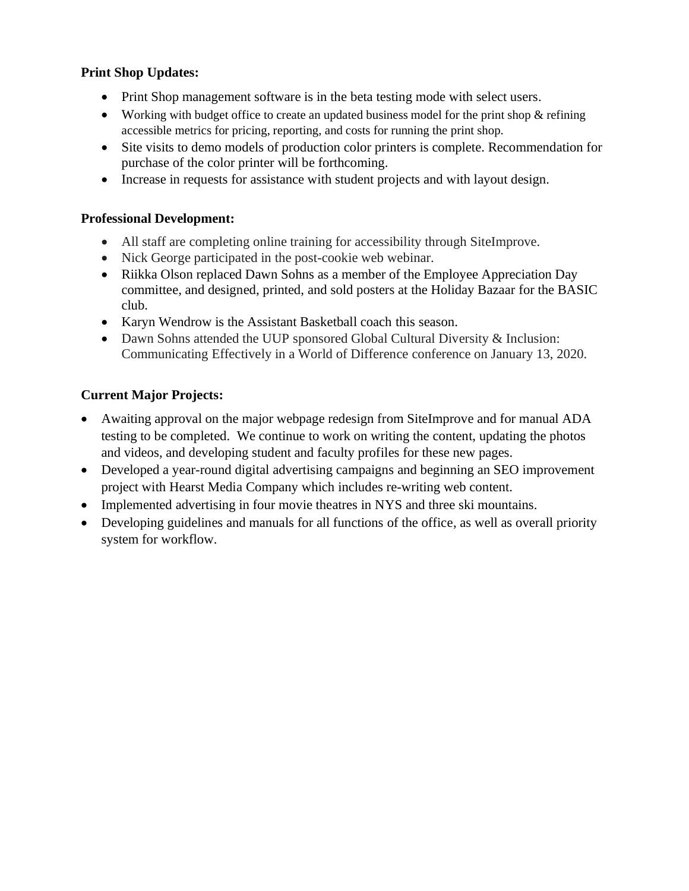**Print Shop Updates:**

- Print Shop management software is in the beta testing mode with select users.
- Working with budget office to create an updated business model for the print shop & refining accessible metrics for pricing, reporting, and costs for running the print shop.
- Site visits to demo models of production color printers is complete. Recommendation for purchase of the color printer will be forthcoming.
- Increase in requests for assistance with student projects and with layout design.

**Professional Development:**

- All staff are completing online training for accessibility through SiteImprove.
- Nick George participated in the post-cookie web webinar.
- Riikka Olson replaced Dawn Sohns as a member of the Employee Appreciation Day committee, and designed, printed, and sold posters at the Holiday Bazaar for the BASIC club.
- Karyn Wendrow is the Assistant Basketball coach this season.
- Dawn Sohns attended the UUP sponsored Global Cultural Diversity & Inclusion: Communicating Effectively in a World of Difference conference on January 13, 2020.

**Current Major Projects:**

- Awaiting approval on the major webpage redesign from SiteImprove and for manual ADA testing to be completed. We continue to work on writing the content, updating the photos and videos, and developing student and faculty profiles for these new pages.
- Developed a year-round digital advertising campaigns and beginning an SEO improvement project with Hearst Media Company which includes re-writing web content.
- Implemented advertising in four movie theatres in NYS and three ski mountains.
- Developing guidelines and manuals for all functions of the office, as well as overall priority system for workflow.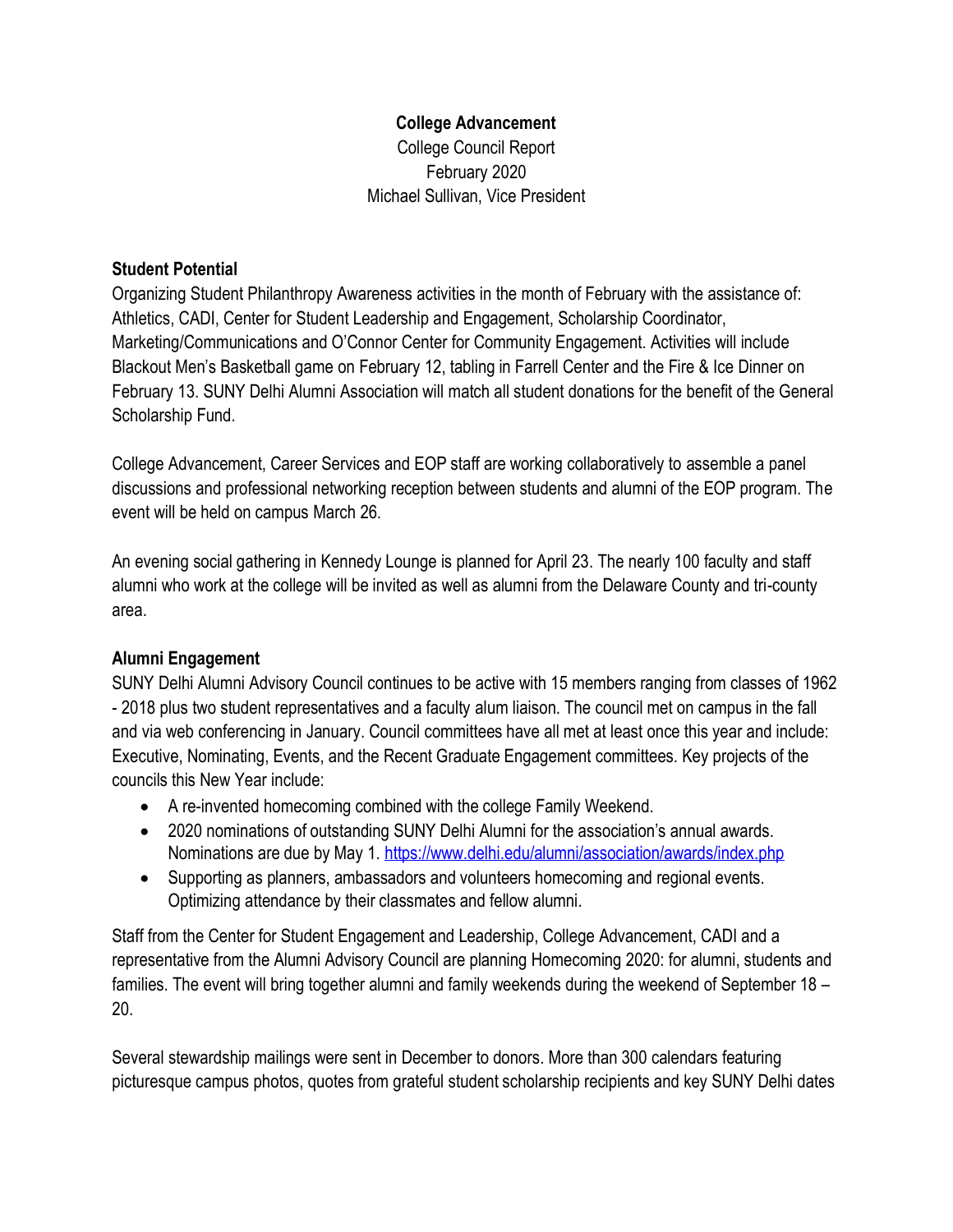**College Advancement**

College Council Report
February 2020
Michael Sullivan, Vice President

**Student Potential**

Organizing Student Philanthropy Awareness activities in the month of February with the assistance of: Athletics, CADI, Center for Student Leadership and Engagement, Scholarship Coordinator, Marketing/Communications and O'Connor Center for Community Engagement. Activities will include Blackout Men's Basketball game on February 12, tabling in Farrell Center and the Fire & Ice Dinner on February 13. SUNY Delhi Alumni Association will match all student donations for the benefit of the General Scholarship Fund.

College Advancement, Career Services and EOP staff are working collaboratively to assemble a panel discussions and professional networking reception between students and alumni of the EOP program. The event will be held on campus March 26.

An evening social gathering in Kennedy Lounge is planned for April 23. The nearly 100 faculty and staff alumni who work at the college will be invited as well as alumni from the Delaware County and tri-county area.

**Alumni Engagement**

SUNY Delhi Alumni Advisory Council continues to be active with 15 members ranging from classes of 1962 - 2018 plus two student representatives and a faculty alum liaison. The council met on campus in the fall and via web conferencing in January. Council committees have all met at least once this year and include: Executive, Nominating, Events, and the Recent Graduate Engagement committees. Key projects of the councils this New Year include:

- A re-invented homecoming combined with the college Family Weekend.
- 2020 nominations of outstanding SUNY Delhi Alumni for the association's annual awards. Nominations are due by May 1. https://www.delhi.edu/alumni/association/awards/index.php
- Supporting as planners, ambassadors and volunteers homecoming and regional events. Optimizing attendance by their classmates and fellow alumni.

Staff from the Center for Student Engagement and Leadership, College Advancement, CADI and a representative from the Alumni Advisory Council are planning Homecoming 2020: for alumni, students and families. The event will bring together alumni and family weekends during the weekend of September 18 – 20.

Several stewardship mailings were sent in December to donors. More than 300 calendars featuring picturesque campus photos, quotes from grateful student scholarship recipients and key SUNY Delhi dates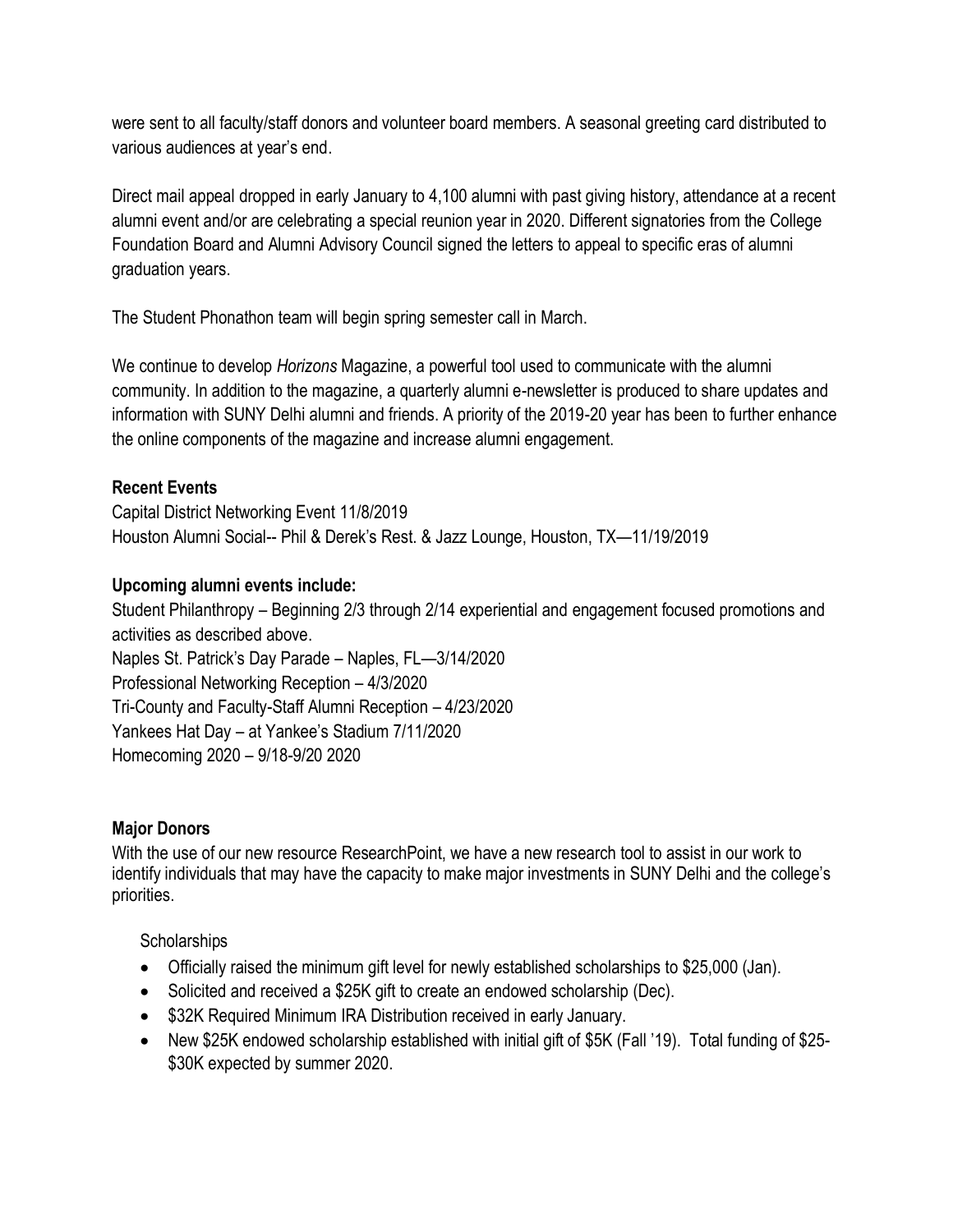were sent to all faculty/staff donors and volunteer board members. A seasonal greeting card distributed to various audiences at year's end.

Direct mail appeal dropped in early January to 4,100 alumni with past giving history, attendance at a recent alumni event and/or are celebrating a special reunion year in 2020. Different signatories from the College Foundation Board and Alumni Advisory Council signed the letters to appeal to specific eras of alumni graduation years.

The Student Phonathon team will begin spring semester call in March.

We continue to develop *Horizons* Magazine, a powerful tool used to communicate with the alumni community. In addition to the magazine, a quarterly alumni e-newsletter is produced to share updates and information with SUNY Delhi alumni and friends. A priority of the 2019-20 year has been to further enhance the online components of the magazine and increase alumni engagement.

**Recent Events**

Capital District Networking Event 11/8/2019
Houston Alumni Social-- Phil & Derek's Rest. & Jazz Lounge, Houston, TX—11/19/2019

**Upcoming alumni events include:**

Student Philanthropy – Beginning 2/3 through 2/14 experiential and engagement focused promotions and activities as described above.
Naples St. Patrick's Day Parade – Naples, FL—3/14/2020
Professional Networking Reception – 4/3/2020
Tri-County and Faculty-Staff Alumni Reception – 4/23/2020
Yankees Hat Day – at Yankee's Stadium 7/11/2020
Homecoming 2020 – 9/18-9/20 2020

**Major Donors**

With the use of our new resource ResearchPoint, we have a new research tool to assist in our work to identify individuals that may have the capacity to make major investments in SUNY Delhi and the college's priorities.

Scholarships

- Officially raised the minimum gift level for newly established scholarships to $25,000 (Jan).
- Solicited and received a $25K gift to create an endowed scholarship (Dec).
- $32K Required Minimum IRA Distribution received in early January.
- New $25K endowed scholarship established with initial gift of $5K (Fall '19). Total funding of $25-$30K expected by summer 2020.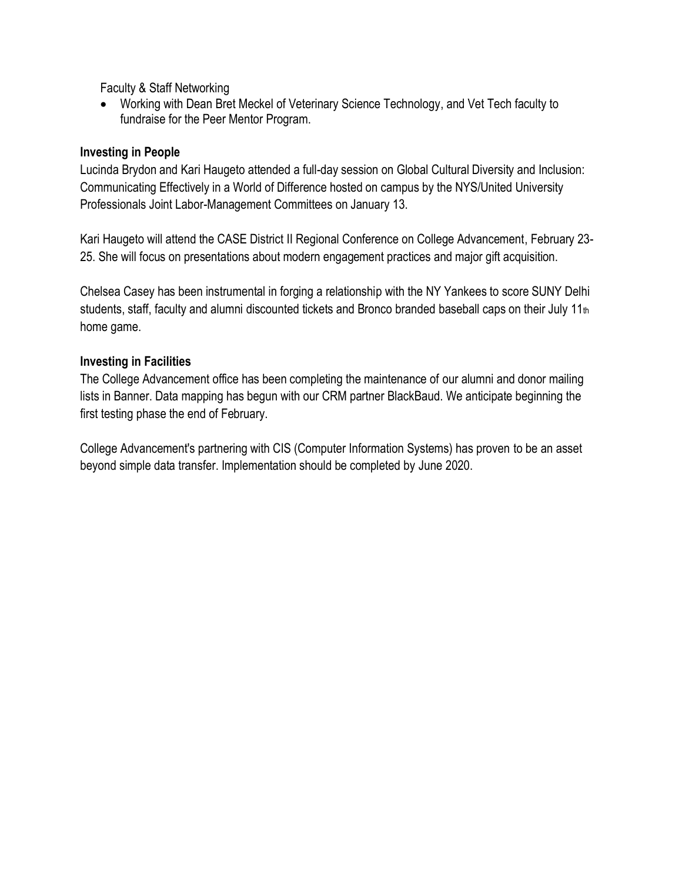Faculty & Staff Networking

- Working with Dean Bret Meckel of Veterinary Science Technology, and Vet Tech faculty to fundraise for the Peer Mentor Program.

**Investing in People**

Lucinda Brydon and Kari Haugeto attended a full-day session on Global Cultural Diversity and Inclusion: Communicating Effectively in a World of Difference hosted on campus by the NYS/United University Professionals Joint Labor-Management Committees on January 13.

Kari Haugeto will attend the CASE District II Regional Conference on College Advancement, February 23-25. She will focus on presentations about modern engagement practices and major gift acquisition.

Chelsea Casey has been instrumental in forging a relationship with the NY Yankees to score SUNY Delhi students, staff, faculty and alumni discounted tickets and Bronco branded baseball caps on their July 11th home game.

**Investing in Facilities**

The College Advancement office has been completing the maintenance of our alumni and donor mailing lists in Banner. Data mapping has begun with our CRM partner BlackBaud. We anticipate beginning the first testing phase the end of February.

College Advancement's partnering with CIS (Computer Information Systems) has proven to be an asset beyond simple data transfer. Implementation should be completed by June 2020.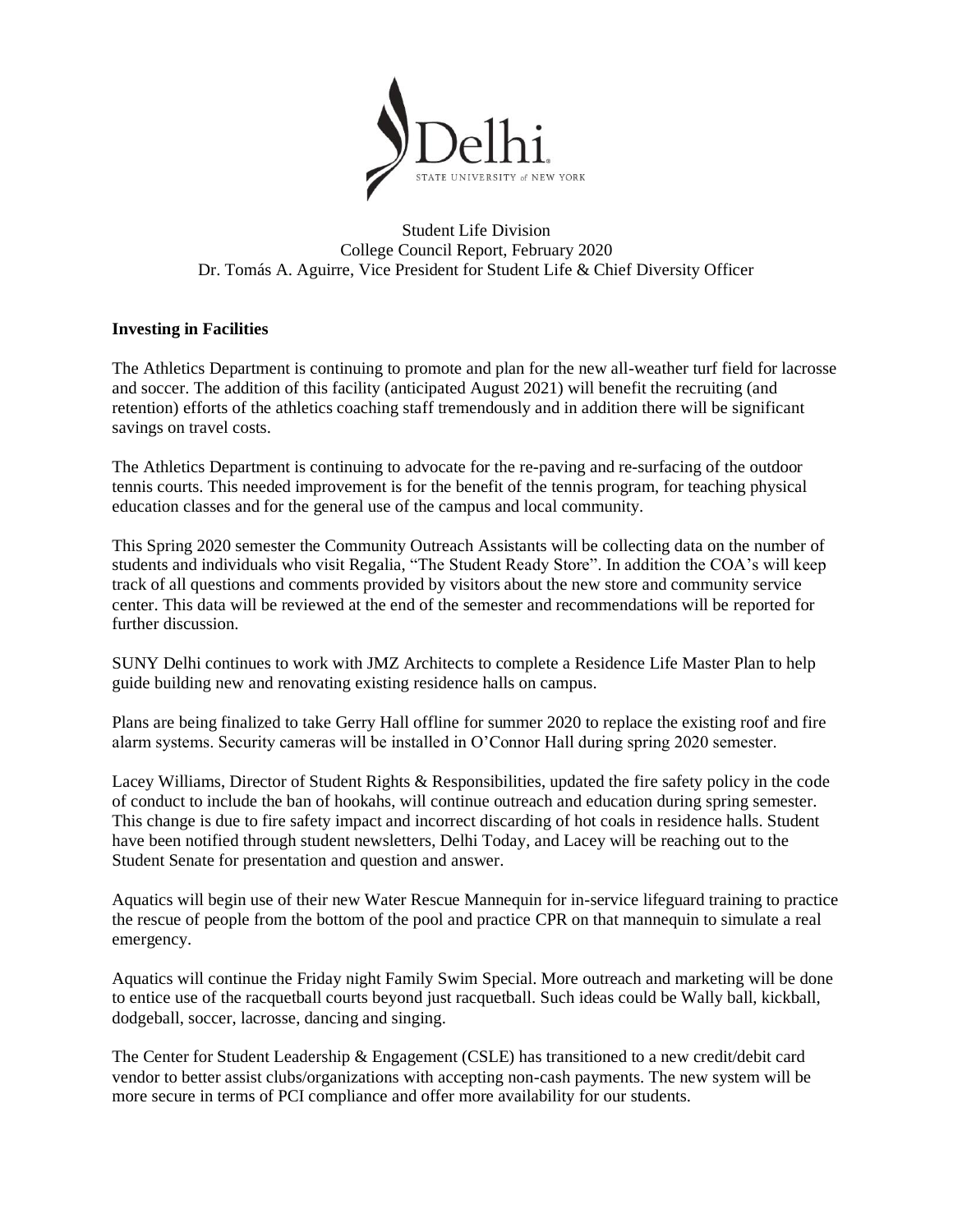Student Life Division
College Council Report, February 2020
Dr. Tomás A. Aguirre, Vice President for Student Life & Chief Diversity Officer

**Investing in Facilities**

The Athletics Department is continuing to promote and plan for the new all-weather turf field for lacrosse and soccer. The addition of this facility (anticipated August 2021) will benefit the recruiting (and retention) efforts of the athletics coaching staff tremendously and in addition there will be significant savings on travel costs.

The Athletics Department is continuing to advocate for the re-paving and re-surfacing of the outdoor tennis courts. This needed improvement is for the benefit of the tennis program, for teaching physical education classes and for the general use of the campus and local community.

This Spring 2020 semester the Community Outreach Assistants will be collecting data on the number of students and individuals who visit Regalia, "The Student Ready Store". In addition the COA's will keep track of all questions and comments provided by visitors about the new store and community service center. This data will be reviewed at the end of the semester and recommendations will be reported for further discussion.

SUNY Delhi continues to work with JMZ Architects to complete a Residence Life Master Plan to help guide building new and renovating existing residence halls on campus.

Plans are being finalized to take Gerry Hall offline for summer 2020 to replace the existing roof and fire alarm systems. Security cameras will be installed in O'Connor Hall during spring 2020 semester.

Lacey Williams, Director of Student Rights & Responsibilities, updated the fire safety policy in the code of conduct to include the ban of hookahs, will continue outreach and education during spring semester. This change is due to fire safety impact and incorrect discarding of hot coals in residence halls. Student have been notified through student newsletters, Delhi Today, and Lacey will be reaching out to the Student Senate for presentation and question and answer.

Aquatics will begin use of their new Water Rescue Mannequin for in-service lifeguard training to practice the rescue of people from the bottom of the pool and practice CPR on that mannequin to simulate a real emergency.

Aquatics will continue the Friday night Family Swim Special. More outreach and marketing will be done to entice use of the racquetball courts beyond just racquetball. Such ideas could be Wally ball, kickball, dodgeball, soccer, lacrosse, dancing and singing.

The Center for Student Leadership & Engagement (CSLE) has transitioned to a new credit/debit card vendor to better assist clubs/organizations with accepting non-cash payments. The new system will be more secure in terms of PCI compliance and offer more availability for our students.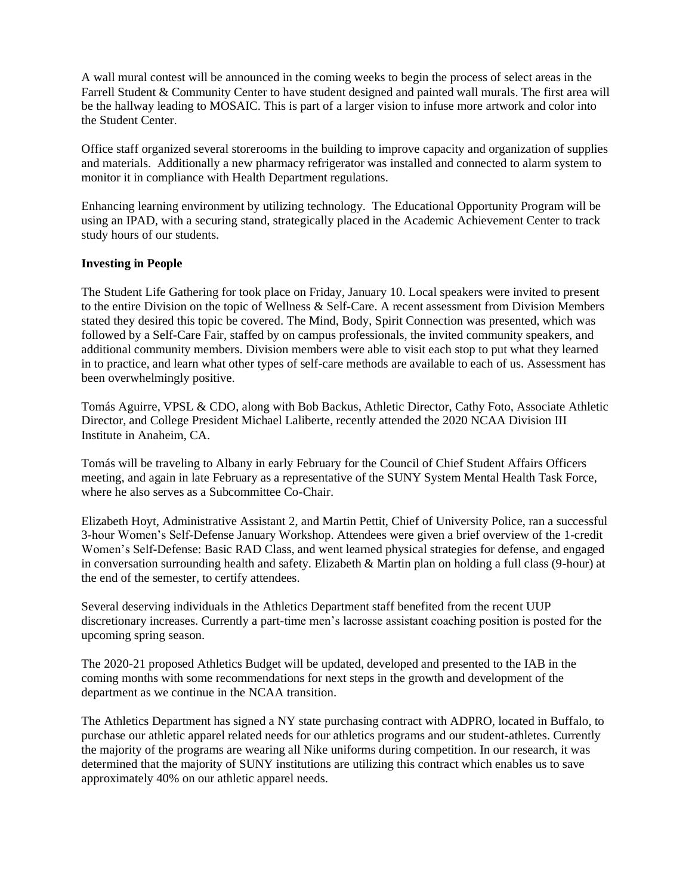A wall mural contest will be announced in the coming weeks to begin the process of select areas in the Farrell Student & Community Center to have student designed and painted wall murals. The first area will be the hallway leading to MOSAIC. This is part of a larger vision to infuse more artwork and color into the Student Center.

Office staff organized several storerooms in the building to improve capacity and organization of supplies and materials. Additionally a new pharmacy refrigerator was installed and connected to alarm system to monitor it in compliance with Health Department regulations.

Enhancing learning environment by utilizing technology. The Educational Opportunity Program will be using an IPAD, with a securing stand, strategically placed in the Academic Achievement Center to track study hours of our students.

**Investing in People**

The Student Life Gathering for took place on Friday, January 10. Local speakers were invited to present to the entire Division on the topic of Wellness & Self-Care. A recent assessment from Division Members stated they desired this topic be covered. The Mind, Body, Spirit Connection was presented, which was followed by a Self-Care Fair, staffed by on campus professionals, the invited community speakers, and additional community members. Division members were able to visit each stop to put what they learned in to practice, and learn what other types of self-care methods are available to each of us. Assessment has been overwhelmingly positive.

Tomás Aguirre, VPSL & CDO, along with Bob Backus, Athletic Director, Cathy Foto, Associate Athletic Director, and College President Michael Laliberte, recently attended the 2020 NCAA Division III Institute in Anaheim, CA.

Tomás will be traveling to Albany in early February for the Council of Chief Student Affairs Officers meeting, and again in late February as a representative of the SUNY System Mental Health Task Force, where he also serves as a Subcommittee Co-Chair.

Elizabeth Hoyt, Administrative Assistant 2, and Martin Pettit, Chief of University Police, ran a successful 3-hour Women's Self-Defense January Workshop. Attendees were given a brief overview of the 1-credit Women's Self-Defense: Basic RAD Class, and went learned physical strategies for defense, and engaged in conversation surrounding health and safety. Elizabeth & Martin plan on holding a full class (9-hour) at the end of the semester, to certify attendees.

Several deserving individuals in the Athletics Department staff benefited from the recent UUP discretionary increases. Currently a part-time men's lacrosse assistant coaching position is posted for the upcoming spring season.

The 2020-21 proposed Athletics Budget will be updated, developed and presented to the IAB in the coming months with some recommendations for next steps in the growth and development of the department as we continue in the NCAA transition.

The Athletics Department has signed a NY state purchasing contract with ADPRO, located in Buffalo, to purchase our athletic apparel related needs for our athletics programs and our student-athletes. Currently the majority of the programs are wearing all Nike uniforms during competition. In our research, it was determined that the majority of SUNY institutions are utilizing this contract which enables us to save approximately 40% on our athletic apparel needs.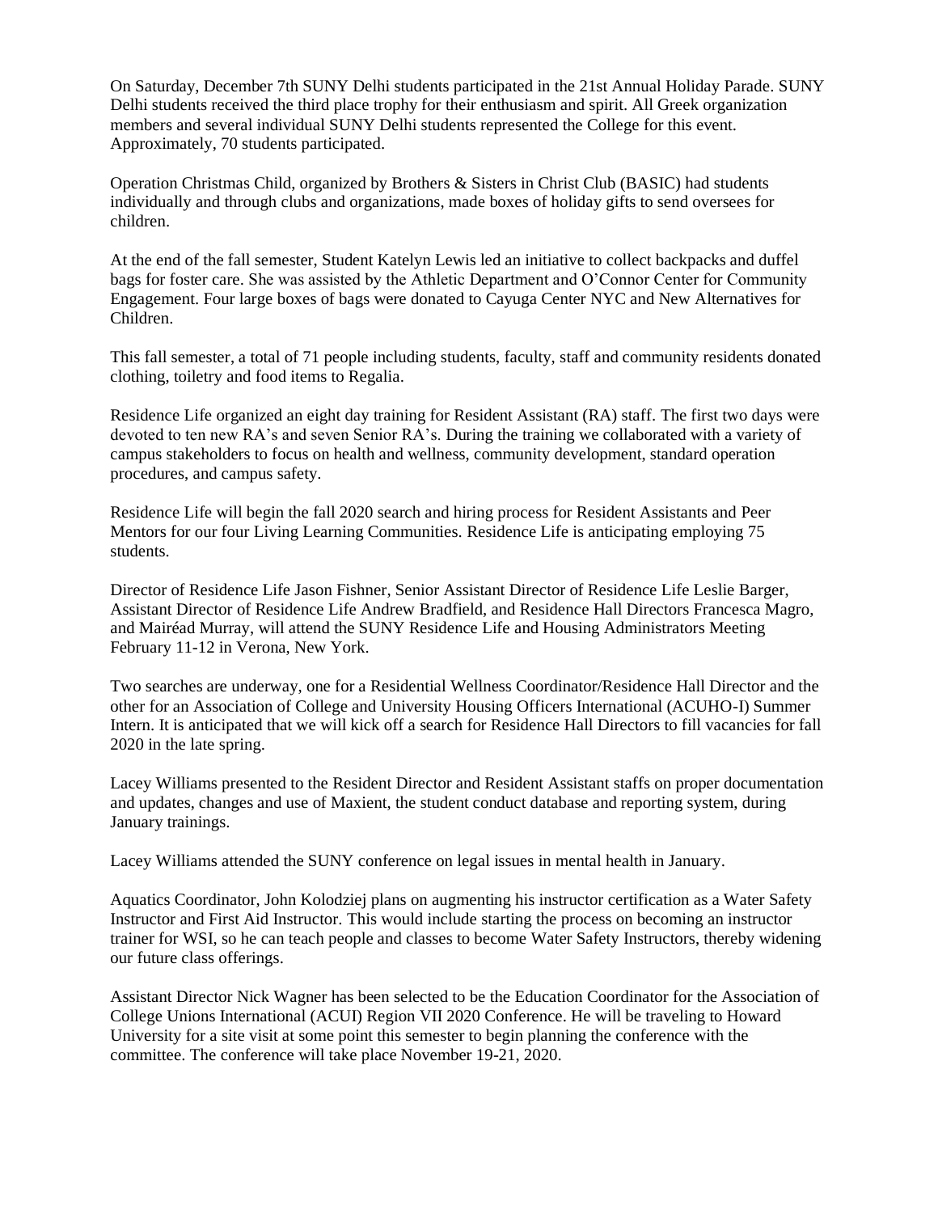On Saturday, December 7th SUNY Delhi students participated in the 21st Annual Holiday Parade. SUNY Delhi students received the third place trophy for their enthusiasm and spirit. All Greek organization members and several individual SUNY Delhi students represented the College for this event. Approximately, 70 students participated.

Operation Christmas Child, organized by Brothers & Sisters in Christ Club (BASIC) had students individually and through clubs and organizations, made boxes of holiday gifts to send oversees for children.

At the end of the fall semester, Student Katelyn Lewis led an initiative to collect backpacks and duffel bags for foster care. She was assisted by the Athletic Department and O'Connor Center for Community Engagement. Four large boxes of bags were donated to Cayuga Center NYC and New Alternatives for Children.

This fall semester, a total of 71 people including students, faculty, staff and community residents donated clothing, toiletry and food items to Regalia.

Residence Life organized an eight day training for Resident Assistant (RA) staff. The first two days were devoted to ten new RA's and seven Senior RA's. During the training we collaborated with a variety of campus stakeholders to focus on health and wellness, community development, standard operation procedures, and campus safety.

Residence Life will begin the fall 2020 search and hiring process for Resident Assistants and Peer Mentors for our four Living Learning Communities. Residence Life is anticipating employing 75 students.

Director of Residence Life Jason Fishner, Senior Assistant Director of Residence Life Leslie Barger, Assistant Director of Residence Life Andrew Bradfield, and Residence Hall Directors Francesca Magro, and Mairéad Murray, will attend the SUNY Residence Life and Housing Administrators Meeting February 11-12 in Verona, New York.

Two searches are underway, one for a Residential Wellness Coordinator/Residence Hall Director and the other for an Association of College and University Housing Officers International (ACUHO-I) Summer Intern. It is anticipated that we will kick off a search for Residence Hall Directors to fill vacancies for fall 2020 in the late spring.

Lacey Williams presented to the Resident Director and Resident Assistant staffs on proper documentation and updates, changes and use of Maxient, the student conduct database and reporting system, during January trainings.

Lacey Williams attended the SUNY conference on legal issues in mental health in January.

Aquatics Coordinator, John Kolodziej plans on augmenting his instructor certification as a Water Safety Instructor and First Aid Instructor. This would include starting the process on becoming an instructor trainer for WSI, so he can teach people and classes to become Water Safety Instructors, thereby widening our future class offerings.

Assistant Director Nick Wagner has been selected to be the Education Coordinator for the Association of College Unions International (ACUI) Region VII 2020 Conference. He will be traveling to Howard University for a site visit at some point this semester to begin planning the conference with the committee. The conference will take place November 19-21, 2020.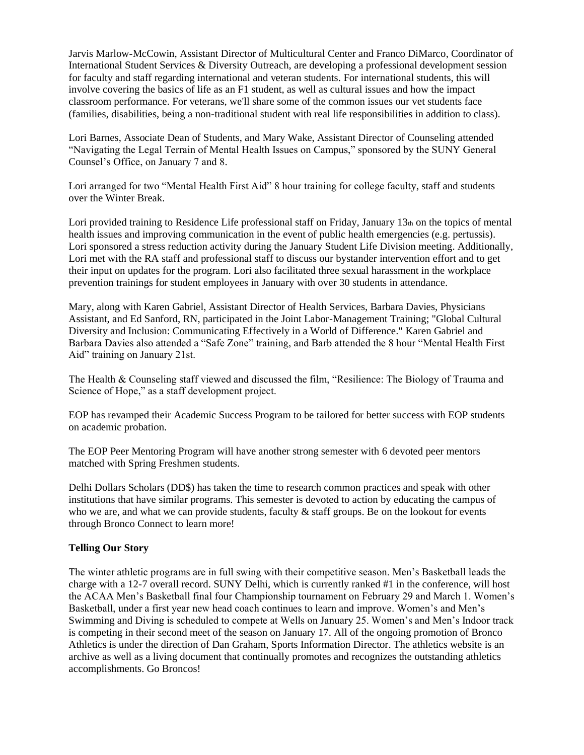Jarvis Marlow-McCowin, Assistant Director of Multicultural Center and Franco DiMarco, Coordinator of International Student Services & Diversity Outreach, are developing a professional development session for faculty and staff regarding international and veteran students. For international students, this will involve covering the basics of life as an F1 student, as well as cultural issues and how the impact classroom performance. For veterans, we'll share some of the common issues our vet students face (families, disabilities, being a non-traditional student with real life responsibilities in addition to class).

Lori Barnes, Associate Dean of Students, and Mary Wake, Assistant Director of Counseling attended "Navigating the Legal Terrain of Mental Health Issues on Campus," sponsored by the SUNY General Counsel's Office, on January 7 and 8.

Lori arranged for two "Mental Health First Aid" 8 hour training for college faculty, staff and students over the Winter Break.

Lori provided training to Residence Life professional staff on Friday, January 13th on the topics of mental health issues and improving communication in the event of public health emergencies (e.g. pertussis). Lori sponsored a stress reduction activity during the January Student Life Division meeting. Additionally, Lori met with the RA staff and professional staff to discuss our bystander intervention effort and to get their input on updates for the program. Lori also facilitated three sexual harassment in the workplace prevention trainings for student employees in January with over 30 students in attendance.

Mary, along with Karen Gabriel, Assistant Director of Health Services, Barbara Davies, Physicians Assistant, and Ed Sanford, RN, participated in the Joint Labor-Management Training; "Global Cultural Diversity and Inclusion: Communicating Effectively in a World of Difference." Karen Gabriel and Barbara Davies also attended a "Safe Zone" training, and Barb attended the 8 hour "Mental Health First Aid" training on January 21st.

The Health & Counseling staff viewed and discussed the film, "Resilience: The Biology of Trauma and Science of Hope," as a staff development project.

EOP has revamped their Academic Success Program to be tailored for better success with EOP students on academic probation.

The EOP Peer Mentoring Program will have another strong semester with 6 devoted peer mentors matched with Spring Freshmen students.

Delhi Dollars Scholars (DD$) has taken the time to research common practices and speak with other institutions that have similar programs. This semester is devoted to action by educating the campus of who we are, and what we can provide students, faculty & staff groups. Be on the lookout for events through Bronco Connect to learn more!

**Telling Our Story**

The winter athletic programs are in full swing with their competitive season. Men's Basketball leads the charge with a 12-7 overall record. SUNY Delhi, which is currently ranked #1 in the conference, will host the ACAA Men's Basketball final four Championship tournament on February 29 and March 1. Women's Basketball, under a first year new head coach continues to learn and improve. Women's and Men's Swimming and Diving is scheduled to compete at Wells on January 25. Women's and Men's Indoor track is competing in their second meet of the season on January 17. All of the ongoing promotion of Bronco Athletics is under the direction of Dan Graham, Sports Information Director. The athletics website is an archive as well as a living document that continually promotes and recognizes the outstanding athletics accomplishments. Go Broncos!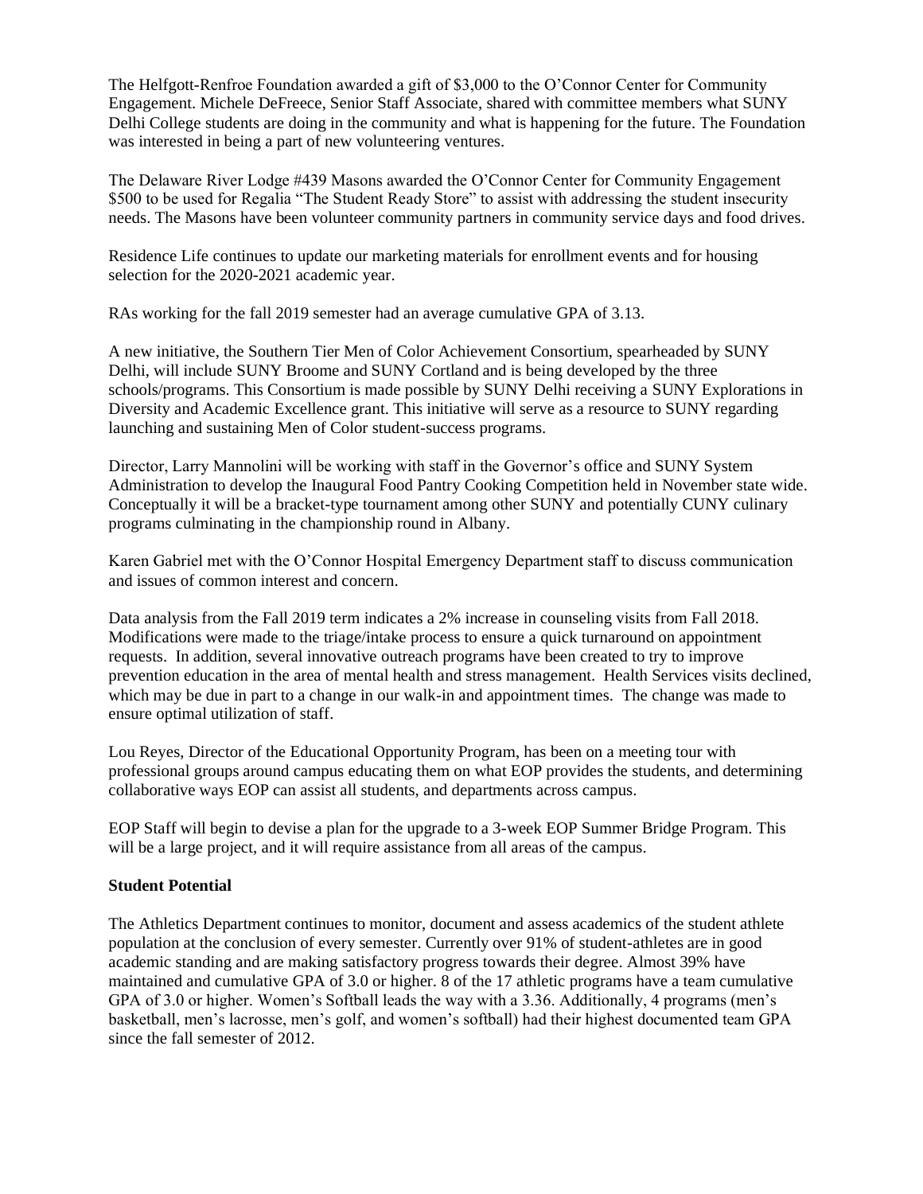The Helfgott-Renfroe Foundation awarded a gift of $3,000 to the O'Connor Center for Community Engagement. Michele DeFreece, Senior Staff Associate, shared with committee members what SUNY Delhi College students are doing in the community and what is happening for the future. The Foundation was interested in being a part of new volunteering ventures.

The Delaware River Lodge #439 Masons awarded the O'Connor Center for Community Engagement $500 to be used for Regalia "The Student Ready Store" to assist with addressing the student insecurity needs. The Masons have been volunteer community partners in community service days and food drives.

Residence Life continues to update our marketing materials for enrollment events and for housing selection for the 2020-2021 academic year.

RAs working for the fall 2019 semester had an average cumulative GPA of 3.13.

A new initiative, the Southern Tier Men of Color Achievement Consortium, spearheaded by SUNY Delhi, will include SUNY Broome and SUNY Cortland and is being developed by the three schools/programs. This Consortium is made possible by SUNY Delhi receiving a SUNY Explorations in Diversity and Academic Excellence grant. This initiative will serve as a resource to SUNY regarding launching and sustaining Men of Color student-success programs.

Director, Larry Mannolini will be working with staff in the Governor's office and SUNY System Administration to develop the Inaugural Food Pantry Cooking Competition held in November state wide. Conceptually it will be a bracket-type tournament among other SUNY and potentially CUNY culinary programs culminating in the championship round in Albany.

Karen Gabriel met with the O'Connor Hospital Emergency Department staff to discuss communication and issues of common interest and concern.

Data analysis from the Fall 2019 term indicates a 2% increase in counseling visits from Fall 2018. Modifications were made to the triage/intake process to ensure a quick turnaround on appointment requests. In addition, several innovative outreach programs have been created to try to improve prevention education in the area of mental health and stress management. Health Services visits declined, which may be due in part to a change in our walk-in and appointment times. The change was made to ensure optimal utilization of staff.

Lou Reyes, Director of the Educational Opportunity Program, has been on a meeting tour with professional groups around campus educating them on what EOP provides the students, and determining collaborative ways EOP can assist all students, and departments across campus.

EOP Staff will begin to devise a plan for the upgrade to a 3-week EOP Summer Bridge Program. This will be a large project, and it will require assistance from all areas of the campus.

**Student Potential**

The Athletics Department continues to monitor, document and assess academics of the student athlete population at the conclusion of every semester. Currently over 91% of student-athletes are in good academic standing and are making satisfactory progress towards their degree. Almost 39% have maintained and cumulative GPA of 3.0 or higher. 8 of the 17 athletic programs have a team cumulative GPA of 3.0 or higher. Women's Softball leads the way with a 3.36. Additionally, 4 programs (men's basketball, men's lacrosse, men's golf, and women's softball) had their highest documented team GPA since the fall semester of 2012.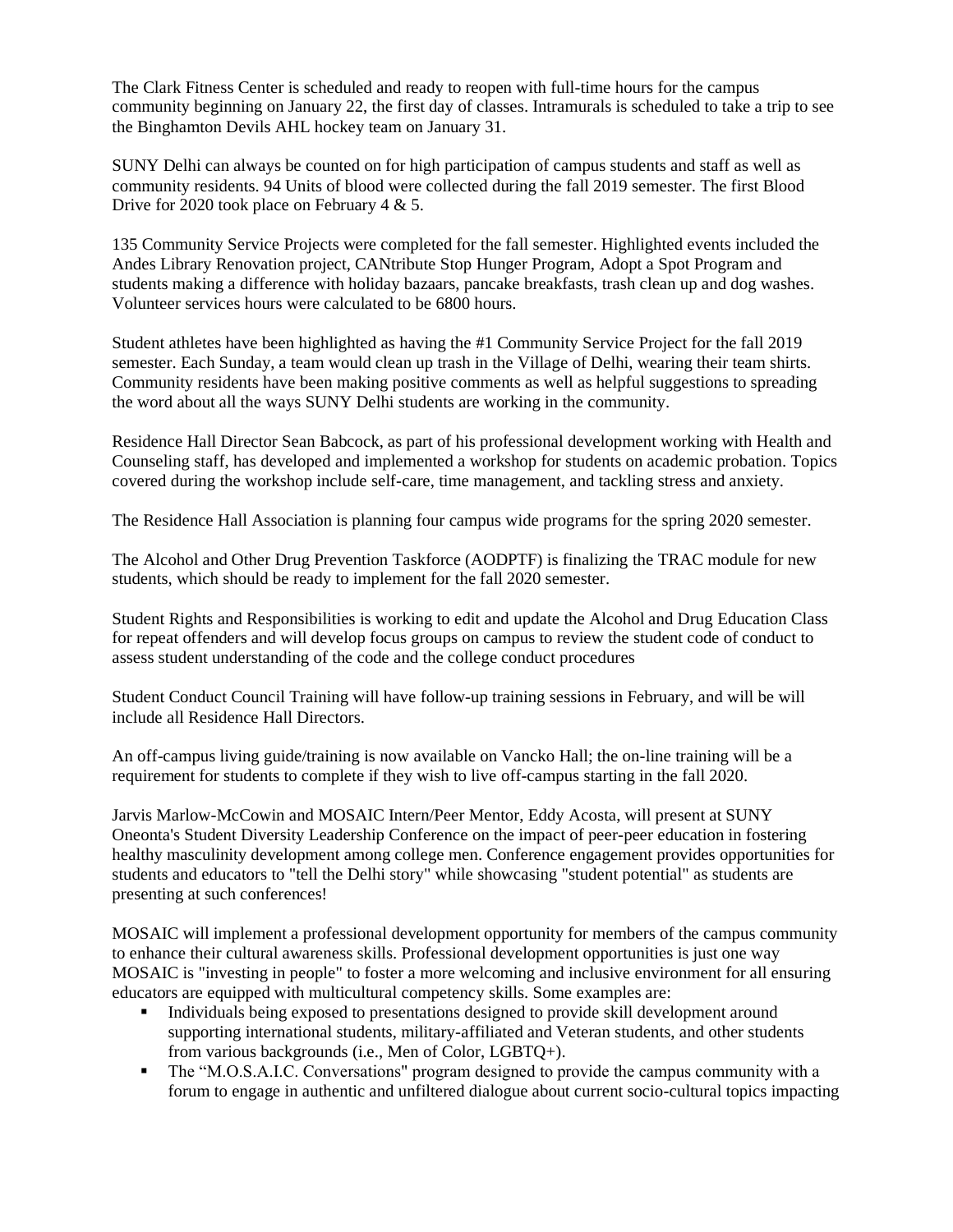The Clark Fitness Center is scheduled and ready to reopen with full-time hours for the campus community beginning on January 22, the first day of classes. Intramurals is scheduled to take a trip to see the Binghamton Devils AHL hockey team on January 31.

SUNY Delhi can always be counted on for high participation of campus students and staff as well as community residents. 94 Units of blood were collected during the fall 2019 semester. The first Blood Drive for 2020 took place on February 4 & 5.

135 Community Service Projects were completed for the fall semester. Highlighted events included the Andes Library Renovation project, CANtribute Stop Hunger Program, Adopt a Spot Program and students making a difference with holiday bazaars, pancake breakfasts, trash clean up and dog washes. Volunteer services hours were calculated to be 6800 hours.

Student athletes have been highlighted as having the #1 Community Service Project for the fall 2019 semester. Each Sunday, a team would clean up trash in the Village of Delhi, wearing their team shirts. Community residents have been making positive comments as well as helpful suggestions to spreading the word about all the ways SUNY Delhi students are working in the community.

Residence Hall Director Sean Babcock, as part of his professional development working with Health and Counseling staff, has developed and implemented a workshop for students on academic probation. Topics covered during the workshop include self-care, time management, and tackling stress and anxiety.

The Residence Hall Association is planning four campus wide programs for the spring 2020 semester.

The Alcohol and Other Drug Prevention Taskforce (AODPTF) is finalizing the TRAC module for new students, which should be ready to implement for the fall 2020 semester.

Student Rights and Responsibilities is working to edit and update the Alcohol and Drug Education Class for repeat offenders and will develop focus groups on campus to review the student code of conduct to assess student understanding of the code and the college conduct procedures

Student Conduct Council Training will have follow-up training sessions in February, and will be will include all Residence Hall Directors.

An off-campus living guide/training is now available on Vancko Hall; the on-line training will be a requirement for students to complete if they wish to live off-campus starting in the fall 2020.

Jarvis Marlow-McCowin and MOSAIC Intern/Peer Mentor, Eddy Acosta, will present at SUNY Oneonta's Student Diversity Leadership Conference on the impact of peer-peer education in fostering healthy masculinity development among college men. Conference engagement provides opportunities for students and educators to "tell the Delhi story" while showcasing "student potential" as students are presenting at such conferences!

MOSAIC will implement a professional development opportunity for members of the campus community to enhance their cultural awareness skills. Professional development opportunities is just one way MOSAIC is "investing in people" to foster a more welcoming and inclusive environment for all ensuring educators are equipped with multicultural competency skills. Some examples are:

- Individuals being exposed to presentations designed to provide skill development around supporting international students, military-affiliated and Veteran students, and other students from various backgrounds (i.e., Men of Color, LGBTQ+).
- The "M.O.S.A.I.C. Conversations" program designed to provide the campus community with a forum to engage in authentic and unfiltered dialogue about current socio-cultural topics impacting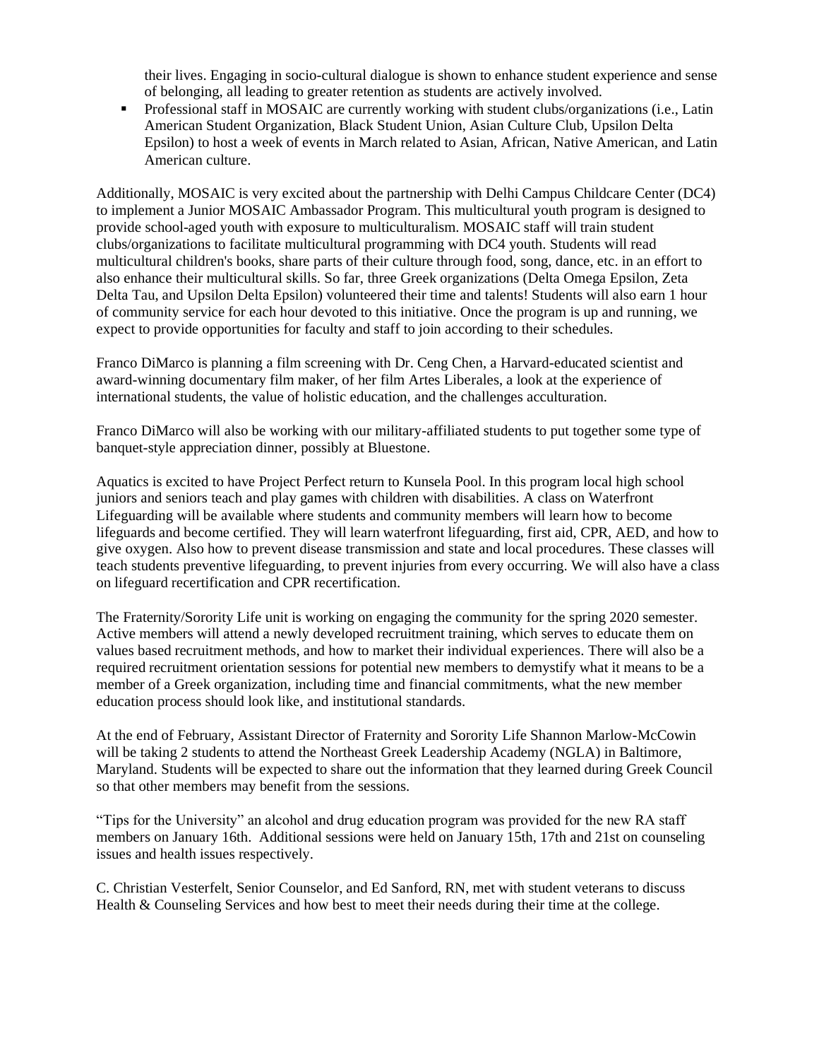their lives. Engaging in socio-cultural dialogue is shown to enhance student experience and sense of belonging, all leading to greater retention as students are actively involved.

- Professional staff in MOSAIC are currently working with student clubs/organizations (i.e., Latin American Student Organization, Black Student Union, Asian Culture Club, Upsilon Delta Epsilon) to host a week of events in March related to Asian, African, Native American, and Latin American culture.

Additionally, MOSAIC is very excited about the partnership with Delhi Campus Childcare Center (DC4) to implement a Junior MOSAIC Ambassador Program. This multicultural youth program is designed to provide school-aged youth with exposure to multiculturalism. MOSAIC staff will train student clubs/organizations to facilitate multicultural programming with DC4 youth. Students will read multicultural children's books, share parts of their culture through food, song, dance, etc. in an effort to also enhance their multicultural skills. So far, three Greek organizations (Delta Omega Epsilon, Zeta Delta Tau, and Upsilon Delta Epsilon) volunteered their time and talents! Students will also earn 1 hour of community service for each hour devoted to this initiative. Once the program is up and running, we expect to provide opportunities for faculty and staff to join according to their schedules.

Franco DiMarco is planning a film screening with Dr. Ceng Chen, a Harvard-educated scientist and award-winning documentary film maker, of her film Artes Liberales, a look at the experience of international students, the value of holistic education, and the challenges acculturation.

Franco DiMarco will also be working with our military-affiliated students to put together some type of banquet-style appreciation dinner, possibly at Bluestone.

Aquatics is excited to have Project Perfect return to Kunsela Pool. In this program local high school juniors and seniors teach and play games with children with disabilities. A class on Waterfront Lifeguarding will be available where students and community members will learn how to become lifeguards and become certified. They will learn waterfront lifeguarding, first aid, CPR, AED, and how to give oxygen. Also how to prevent disease transmission and state and local procedures. These classes will teach students preventive lifeguarding, to prevent injuries from every occurring. We will also have a class on lifeguard recertification and CPR recertification.

The Fraternity/Sorority Life unit is working on engaging the community for the spring 2020 semester. Active members will attend a newly developed recruitment training, which serves to educate them on values based recruitment methods, and how to market their individual experiences. There will also be a required recruitment orientation sessions for potential new members to demystify what it means to be a member of a Greek organization, including time and financial commitments, what the new member education process should look like, and institutional standards.

At the end of February, Assistant Director of Fraternity and Sorority Life Shannon Marlow-McCowin will be taking 2 students to attend the Northeast Greek Leadership Academy (NGLA) in Baltimore, Maryland. Students will be expected to share out the information that they learned during Greek Council so that other members may benefit from the sessions.

"Tips for the University" an alcohol and drug education program was provided for the new RA staff members on January 16th. Additional sessions were held on January 15th, 17th and 21st on counseling issues and health issues respectively.

C. Christian Vesterfelt, Senior Counselor, and Ed Sanford, RN, met with student veterans to discuss Health & Counseling Services and how best to meet their needs during their time at the college.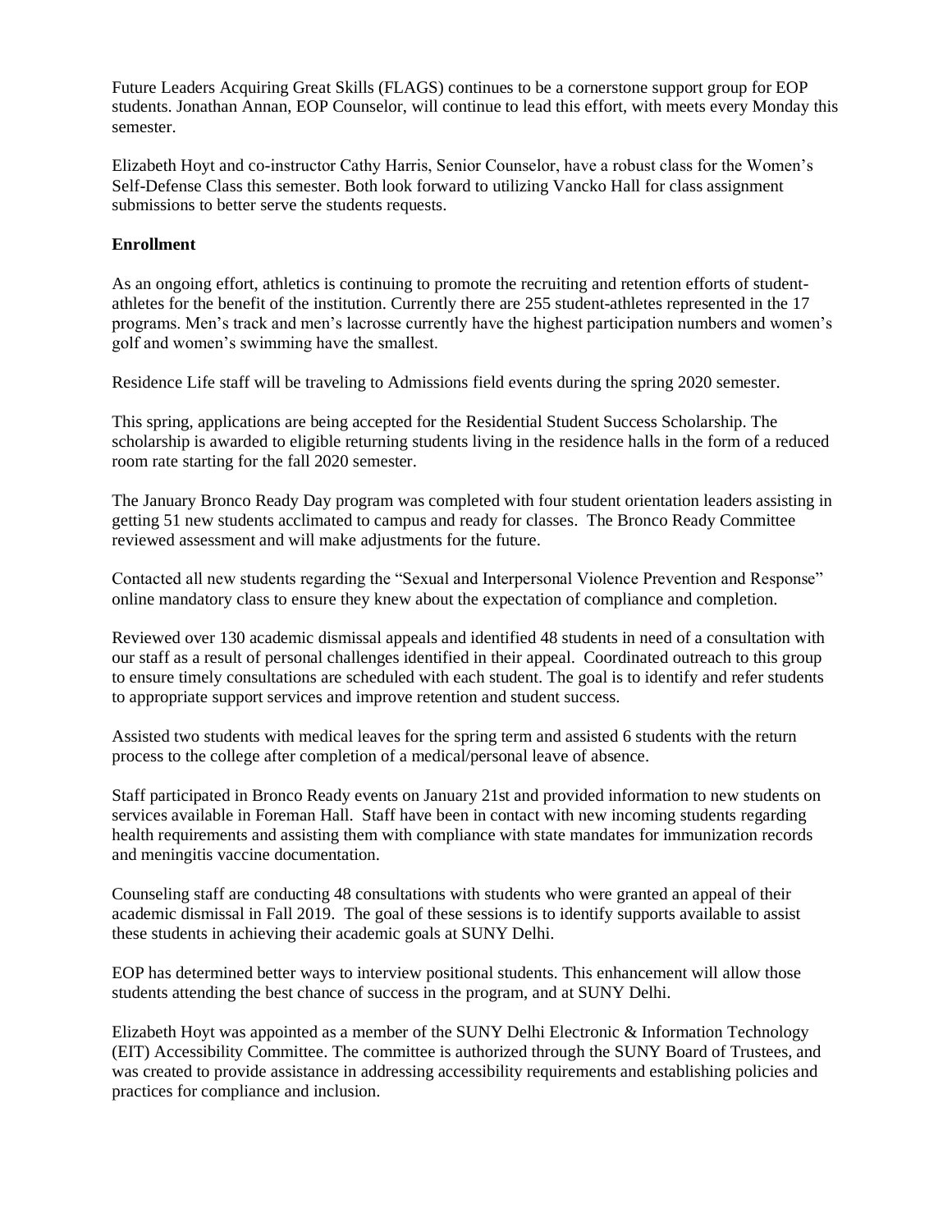Future Leaders Acquiring Great Skills (FLAGS) continues to be a cornerstone support group for EOP students. Jonathan Annan, EOP Counselor, will continue to lead this effort, with meets every Monday this semester.

Elizabeth Hoyt and co-instructor Cathy Harris, Senior Counselor, have a robust class for the Women's Self-Defense Class this semester. Both look forward to utilizing Vancko Hall for class assignment submissions to better serve the students requests.

**Enrollment**

As an ongoing effort, athletics is continuing to promote the recruiting and retention efforts of student-athletes for the benefit of the institution. Currently there are 255 student-athletes represented in the 17 programs. Men's track and men's lacrosse currently have the highest participation numbers and women's golf and women's swimming have the smallest.

Residence Life staff will be traveling to Admissions field events during the spring 2020 semester.

This spring, applications are being accepted for the Residential Student Success Scholarship. The scholarship is awarded to eligible returning students living in the residence halls in the form of a reduced room rate starting for the fall 2020 semester.

The January Bronco Ready Day program was completed with four student orientation leaders assisting in getting 51 new students acclimated to campus and ready for classes. The Bronco Ready Committee reviewed assessment and will make adjustments for the future.

Contacted all new students regarding the "Sexual and Interpersonal Violence Prevention and Response" online mandatory class to ensure they knew about the expectation of compliance and completion.

Reviewed over 130 academic dismissal appeals and identified 48 students in need of a consultation with our staff as a result of personal challenges identified in their appeal. Coordinated outreach to this group to ensure timely consultations are scheduled with each student. The goal is to identify and refer students to appropriate support services and improve retention and student success.

Assisted two students with medical leaves for the spring term and assisted 6 students with the return process to the college after completion of a medical/personal leave of absence.

Staff participated in Bronco Ready events on January 21st and provided information to new students on services available in Foreman Hall. Staff have been in contact with new incoming students regarding health requirements and assisting them with compliance with state mandates for immunization records and meningitis vaccine documentation.

Counseling staff are conducting 48 consultations with students who were granted an appeal of their academic dismissal in Fall 2019. The goal of these sessions is to identify supports available to assist these students in achieving their academic goals at SUNY Delhi.

EOP has determined better ways to interview positional students. This enhancement will allow those students attending the best chance of success in the program, and at SUNY Delhi.

Elizabeth Hoyt was appointed as a member of the SUNY Delhi Electronic & Information Technology (EIT) Accessibility Committee. The committee is authorized through the SUNY Board of Trustees, and was created to provide assistance in addressing accessibility requirements and establishing policies and practices for compliance and inclusion.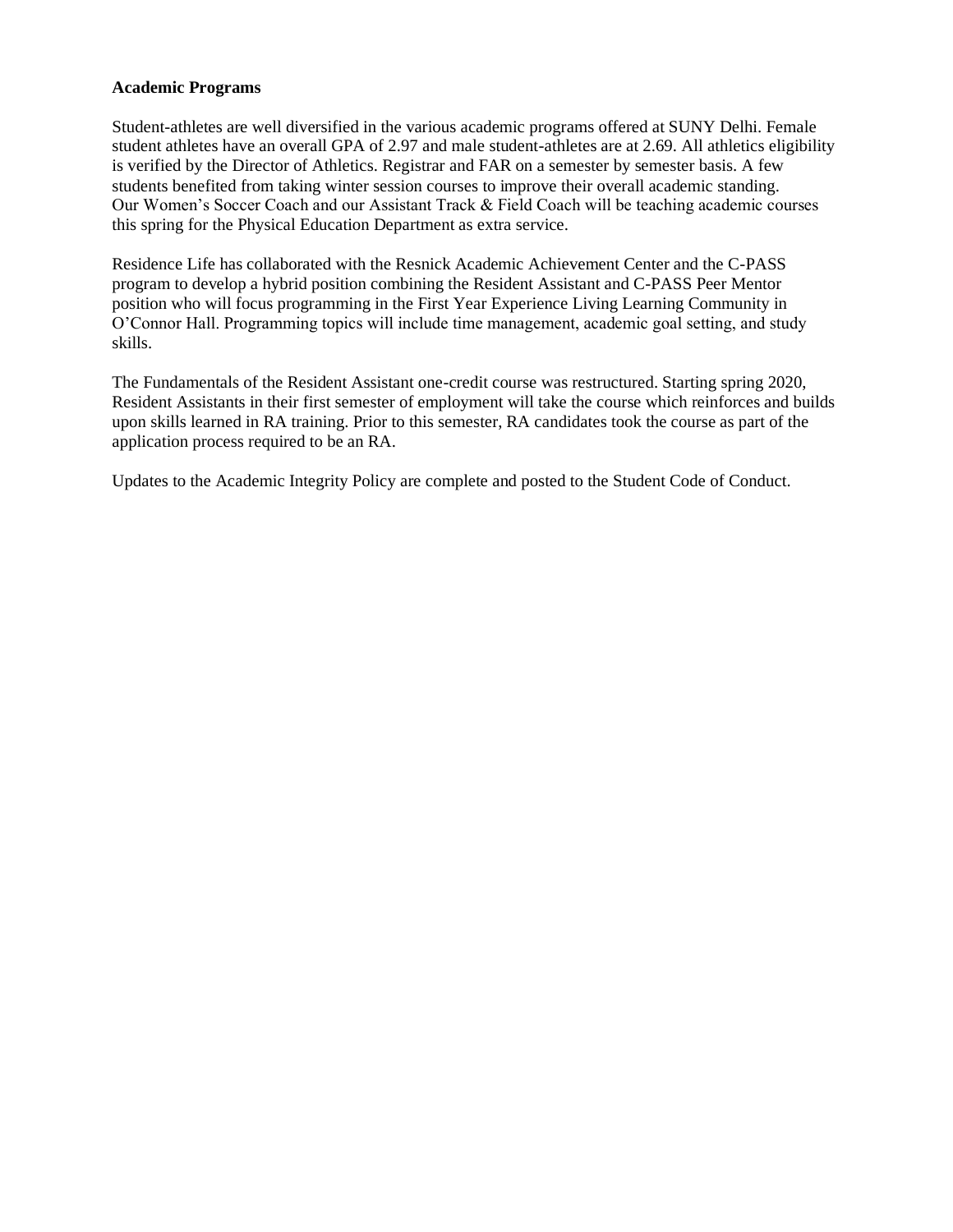**Academic Programs**

Student-athletes are well diversified in the various academic programs offered at SUNY Delhi. Female student athletes have an overall GPA of 2.97 and male student-athletes are at 2.69. All athletics eligibility is verified by the Director of Athletics. Registrar and FAR on a semester by semester basis. A few students benefited from taking winter session courses to improve their overall academic standing. Our Women's Soccer Coach and our Assistant Track & Field Coach will be teaching academic courses this spring for the Physical Education Department as extra service.

Residence Life has collaborated with the Resnick Academic Achievement Center and the C-PASS program to develop a hybrid position combining the Resident Assistant and C-PASS Peer Mentor position who will focus programming in the First Year Experience Living Learning Community in O'Connor Hall. Programming topics will include time management, academic goal setting, and study skills.

The Fundamentals of the Resident Assistant one-credit course was restructured. Starting spring 2020, Resident Assistants in their first semester of employment will take the course which reinforces and builds upon skills learned in RA training. Prior to this semester, RA candidates took the course as part of the application process required to be an RA.

Updates to the Academic Integrity Policy are complete and posted to the Student Code of Conduct.